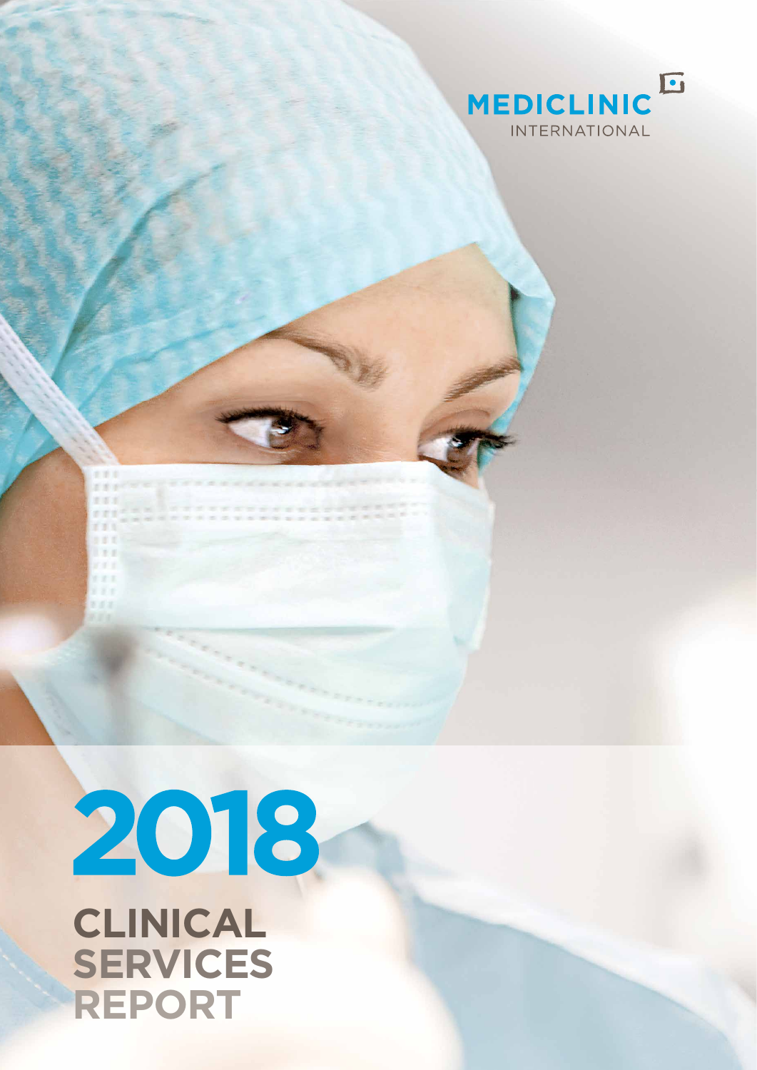MEDICLINIC

INTERNATIONAL

# 2018

# CLINICAL SERVICES REPORT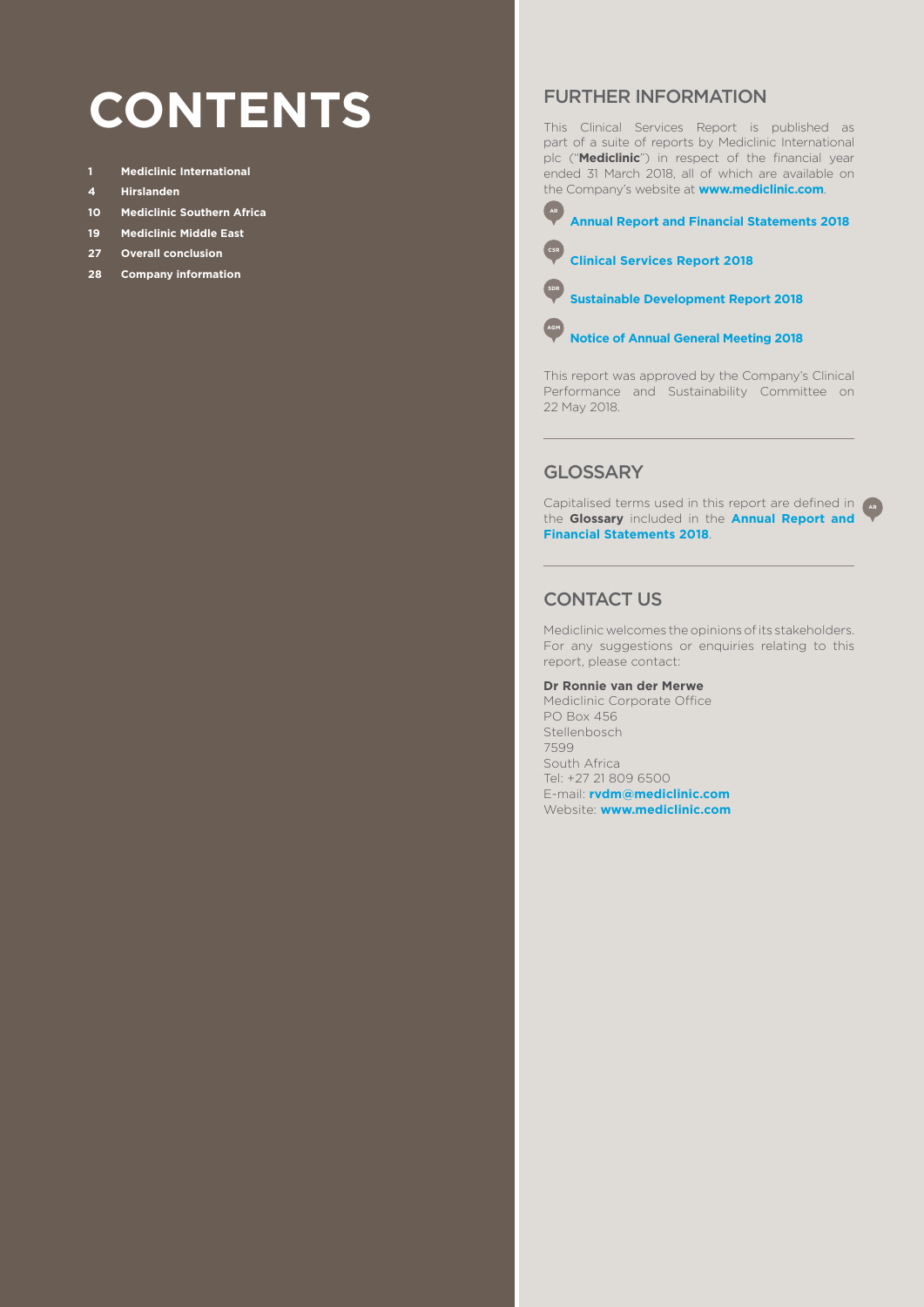# CONTENTS

- **1** **Mediclinic International**
- **4** **Hirslanden**
- **10** **Mediclinic Southern Africa**
- **19** **Mediclinic Middle East**
- **27** **Overall conclusion**
- **28** **Company information**

## FURTHER INFORMATION

This Clinical Services Report is published as part of a suite of reports by Mediclinic International plc ("**Mediclinic**") in respect of the financial year ended 31 March 2018, all of which are available on the Company's website at **www.mediclinic.com**.

AR **Annual Report and Financial Statements 2018**

CSR **Clinical Services Report 2018**

SDR **Sustainable Development Report 2018**

AGM **Notice of Annual General Meeting 2018**

This report was approved by the Company's Clinical Performance and Sustainability Committee on 22 May 2018.

## GLOSSARY

Capitalised terms used in this report are defined in the **Glossary** included in the **Annual Report and Financial Statements 2018**. AR

## CONTACT US

Mediclinic welcomes the opinions of its stakeholders. For any suggestions or enquiries relating to this report, please contact:

**Dr Ronnie van der Merwe**
Mediclinic Corporate Office
PO Box 456
Stellenbosch
7599
South Africa
Tel: +27 21 809 6500
E-mail: **rvdm@mediclinic.com**
Website: **www.mediclinic.com**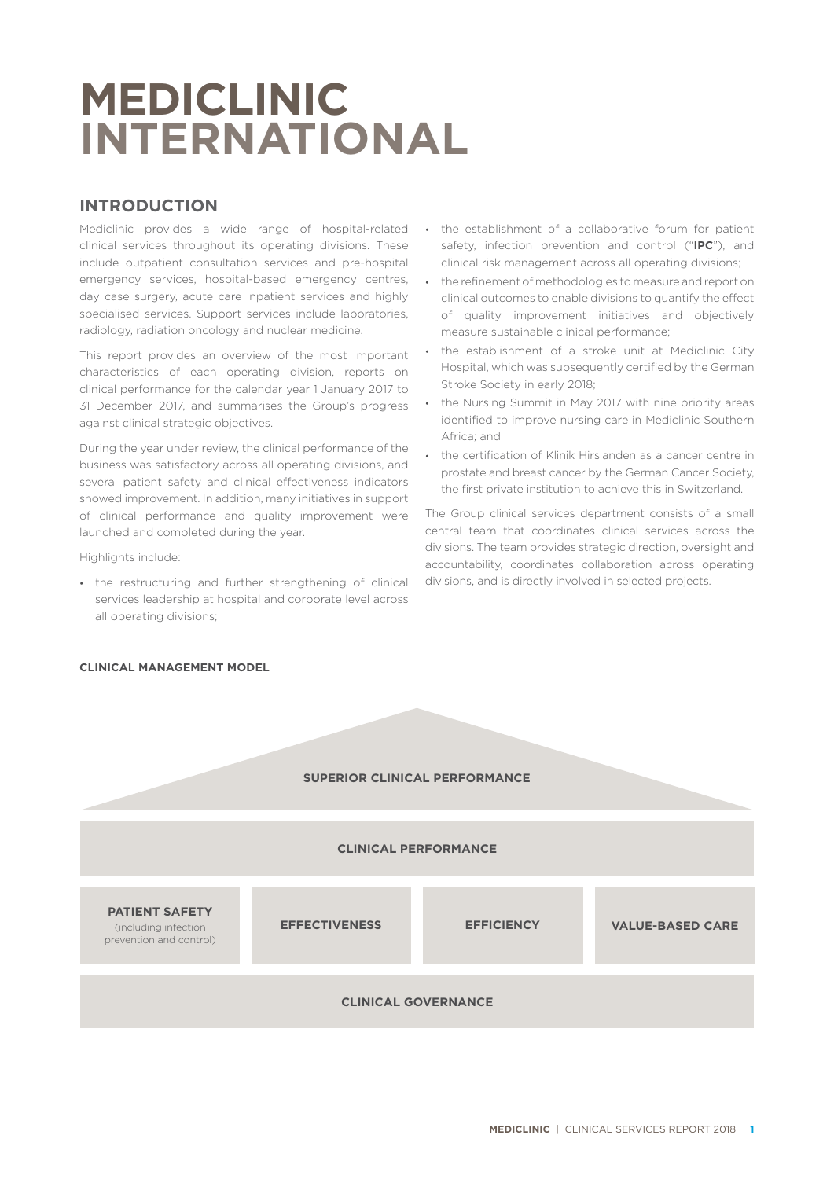# MEDICLINIC INTERNATIONAL

## INTRODUCTION

Mediclinic provides a wide range of hospital-related clinical services throughout its operating divisions. These include outpatient consultation services and pre-hospital emergency services, hospital-based emergency centres, day case surgery, acute care inpatient services and highly specialised services. Support services include laboratories, radiology, radiation oncology and nuclear medicine.

This report provides an overview of the most important characteristics of each operating division, reports on clinical performance for the calendar year 1 January 2017 to 31 December 2017, and summarises the Group's progress against clinical strategic objectives.

During the year under review, the clinical performance of the business was satisfactory across all operating divisions, and several patient safety and clinical effectiveness indicators showed improvement. In addition, many initiatives in support of clinical performance and quality improvement were launched and completed during the year.

Highlights include:

- the restructuring and further strengthening of clinical services leadership at hospital and corporate level across all operating divisions;
- the establishment of a collaborative forum for patient safety, infection prevention and control ("**IPC**"), and clinical risk management across all operating divisions;
- the refinement of methodologies to measure and report on clinical outcomes to enable divisions to quantify the effect of quality improvement initiatives and objectively measure sustainable clinical performance;
- the establishment of a stroke unit at Mediclinic City Hospital, which was subsequently certified by the German Stroke Society in early 2018;
- the Nursing Summit in May 2017 with nine priority areas identified to improve nursing care in Mediclinic Southern Africa; and
- the certification of Klinik Hirslanden as a cancer centre in prostate and breast cancer by the German Cancer Society, the first private institution to achieve this in Switzerland.

The Group clinical services department consists of a small central team that coordinates clinical services across the divisions. The team provides strategic direction, oversight and accountability, coordinates collaboration across operating divisions, and is directly involved in selected projects.

**CLINICAL MANAGEMENT MODEL**

| SUPERIOR CLINICAL PERFORMANCE | | | |
|---|---|---|---|
| **CLINICAL PERFORMANCE** | | | |
| **PATIENT SAFETY** (including infection prevention and control) | **EFFECTIVENESS** | **EFFICIENCY** | **VALUE-BASED CARE** |
| **CLINICAL GOVERNANCE** | | | |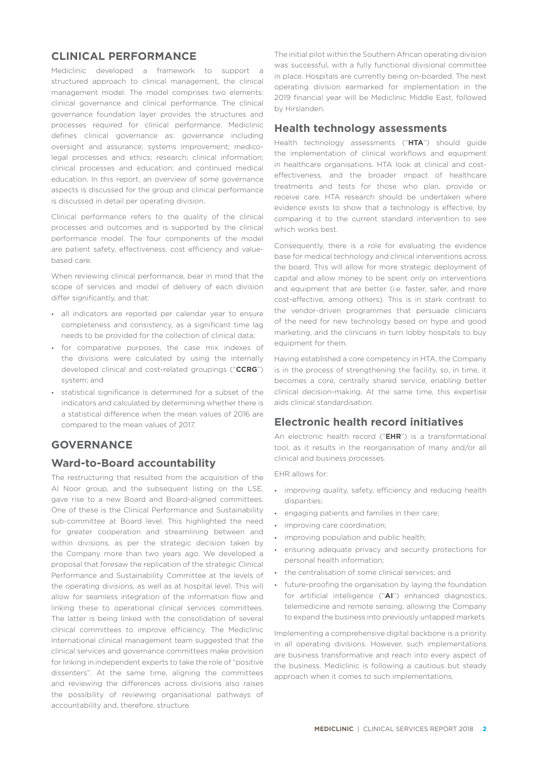## CLINICAL PERFORMANCE

Mediclinic developed a framework to support a structured approach to clinical management, the clinical management model. The model comprises two elements: clinical governance and clinical performance. The clinical governance foundation layer provides the structures and processes required for clinical performance. Mediclinic defines clinical governance as: governance including oversight and assurance; systems improvement; medico-legal processes and ethics; research; clinical information; clinical processes and education; and continued medical education. In this report, an overview of some governance aspects is discussed for the group and clinical performance is discussed in detail per operating division.

Clinical performance refers to the quality of the clinical processes and outcomes and is supported by the clinical performance model. The four components of the model are patient safety, effectiveness, cost efficiency and value-based care.

When reviewing clinical performance, bear in mind that the scope of services and model of delivery of each division differ significantly, and that:

- all indicators are reported per calendar year to ensure completeness and consistency, as a significant time lag needs to be provided for the collection of clinical data;
- for comparative purposes, the case mix indexes of the divisions were calculated by using the internally developed clinical and cost-related groupings ("**CCRG**") system; and
- statistical significance is determined for a subset of the indicators and calculated by determining whether there is a statistical difference when the mean values of 2016 are compared to the mean values of 2017.

## GOVERNANCE

### Ward-to-Board accountability

The restructuring that resulted from the acquisition of the Al Noor group, and the subsequent listing on the LSE, gave rise to a new Board and Board-aligned committees. One of these is the Clinical Performance and Sustainability sub-committee at Board level. This highlighted the need for greater cooperation and streamlining between and within divisions, as per the strategic decision taken by the Company more than two years ago. We developed a proposal that foresaw the replication of the strategic Clinical Performance and Sustainability Committee at the levels of the operating divisions, as well as at hospital level. This will allow for seamless integration of the information flow and linking these to operational clinical services committees. The latter is being linked with the consolidation of several clinical committees to improve efficiency. The Mediclinic International clinical management team suggested that the clinical services and governance committees make provision for linking in independent experts to take the role of "positive dissenters". At the same time, aligning the committees and reviewing the differences across divisions also raises the possibility of reviewing organisational pathways of accountability and, therefore, structure.

The initial pilot within the Southern African operating division was successful, with a fully functional divisional committee in place. Hospitals are currently being on-boarded. The next operating division earmarked for implementation in the 2019 financial year will be Mediclinic Middle East, followed by Hirslanden.

### Health technology assessments

Health technology assessments ("**HTA**") should guide the implementation of clinical workflows and equipment in healthcare organisations. HTA look at clinical and cost-effectiveness, and the broader impact of healthcare treatments and tests for those who plan, provide or receive care. HTA research should be undertaken where evidence exists to show that a technology is effective, by comparing it to the current standard intervention to see which works best.

Consequently, there is a role for evaluating the evidence base for medical technology and clinical interventions across the board. This will allow for more strategic deployment of capital and allow money to be spent only on interventions and equipment that are better (i.e. faster, safer, and more cost-effective, among others). This is in stark contrast to the vendor-driven programmes that persuade clinicians of the need for new technology based on hype and good marketing, and the clinicians in turn lobby hospitals to buy equipment for them.

Having established a core competency in HTA, the Company is in the process of strengthening the facility, so, in time, it becomes a core, centrally shared service, enabling better clinical decision-making. At the same time, this expertise aids clinical standardisation.

### Electronic health record initiatives

An electronic health record ("**EHR**") is a transformational tool, as it results in the reorganisation of many and/or all clinical and business processes.

EHR allows for:

- improving quality, safety, efficiency and reducing health disparities;
- engaging patients and families in their care;
- improving care coordination;
- improving population and public health;
- ensuring adequate privacy and security protections for personal health information;
- the centralisation of some clinical services; and
- future-proofing the organisation by laying the foundation for artificial intelligence ("**AI**") enhanced diagnostics, telemedicine and remote sensing, allowing the Company to expand the business into previously untapped markets.

Implementing a comprehensive digital backbone is a priority in all operating divisions. However, such implementations are business transformative and reach into every aspect of the business. Mediclinic is following a cautious but steady approach when it comes to such implementations.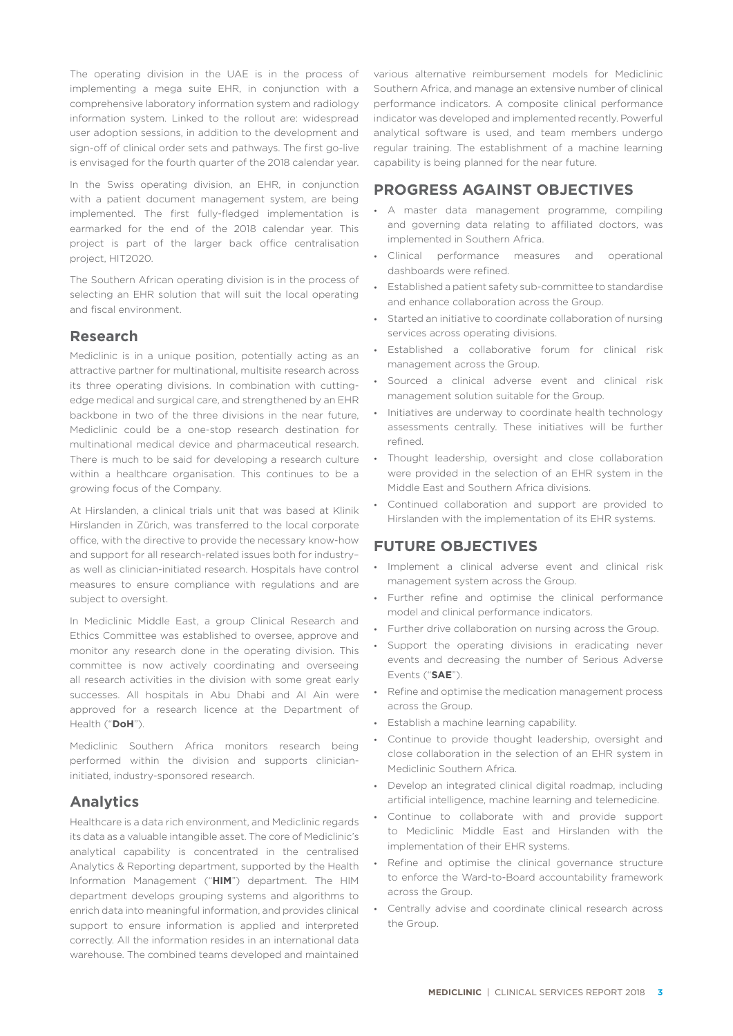The operating division in the UAE is in the process of implementing a mega suite EHR, in conjunction with a comprehensive laboratory information system and radiology information system. Linked to the rollout are: widespread user adoption sessions, in addition to the development and sign-off of clinical order sets and pathways. The first go-live is envisaged for the fourth quarter of the 2018 calendar year.

In the Swiss operating division, an EHR, in conjunction with a patient document management system, are being implemented. The first fully-fledged implementation is earmarked for the end of the 2018 calendar year. This project is part of the larger back office centralisation project, HIT2020.

The Southern African operating division is in the process of selecting an EHR solution that will suit the local operating and fiscal environment.

## Research

Mediclinic is in a unique position, potentially acting as an attractive partner for multinational, multisite research across its three operating divisions. In combination with cutting-edge medical and surgical care, and strengthened by an EHR backbone in two of the three divisions in the near future, Mediclinic could be a one-stop research destination for multinational medical device and pharmaceutical research. There is much to be said for developing a research culture within a healthcare organisation. This continues to be a growing focus of the Company.

At Hirslanden, a clinical trials unit that was based at Klinik Hirslanden in Zürich, was transferred to the local corporate office, with the directive to provide the necessary know-how and support for all research-related issues both for industry– as well as clinician-initiated research. Hospitals have control measures to ensure compliance with regulations and are subject to oversight.

In Mediclinic Middle East, a group Clinical Research and Ethics Committee was established to oversee, approve and monitor any research done in the operating division. This committee is now actively coordinating and overseeing all research activities in the division with some great early successes. All hospitals in Abu Dhabi and Al Ain were approved for a research licence at the Department of Health ("**DoH**").

Mediclinic Southern Africa monitors research being performed within the division and supports clinician-initiated, industry-sponsored research.

## Analytics

Healthcare is a data rich environment, and Mediclinic regards its data as a valuable intangible asset. The core of Mediclinic's analytical capability is concentrated in the centralised Analytics & Reporting department, supported by the Health Information Management ("**HIM**") department. The HIM department develops grouping systems and algorithms to enrich data into meaningful information, and provides clinical support to ensure information is applied and interpreted correctly. All the information resides in an international data warehouse. The combined teams developed and maintained various alternative reimbursement models for Mediclinic Southern Africa, and manage an extensive number of clinical performance indicators. A composite clinical performance indicator was developed and implemented recently. Powerful analytical software is used, and team members undergo regular training. The establishment of a machine learning capability is being planned for the near future.

## PROGRESS AGAINST OBJECTIVES

- A master data management programme, compiling and governing data relating to affiliated doctors, was implemented in Southern Africa.
- Clinical performance measures and operational dashboards were refined.
- Established a patient safety sub-committee to standardise and enhance collaboration across the Group.
- Started an initiative to coordinate collaboration of nursing services across operating divisions.
- Established a collaborative forum for clinical risk management across the Group.
- Sourced a clinical adverse event and clinical risk management solution suitable for the Group.
- Initiatives are underway to coordinate health technology assessments centrally. These initiatives will be further refined.
- Thought leadership, oversight and close collaboration were provided in the selection of an EHR system in the Middle East and Southern Africa divisions.
- Continued collaboration and support are provided to Hirslanden with the implementation of its EHR systems.

## FUTURE OBJECTIVES

- Implement a clinical adverse event and clinical risk management system across the Group.
- Further refine and optimise the clinical performance model and clinical performance indicators.
- Further drive collaboration on nursing across the Group.
- Support the operating divisions in eradicating never events and decreasing the number of Serious Adverse Events ("**SAE**").
- Refine and optimise the medication management process across the Group.
- Establish a machine learning capability.
- Continue to provide thought leadership, oversight and close collaboration in the selection of an EHR system in Mediclinic Southern Africa.
- Develop an integrated clinical digital roadmap, including artificial intelligence, machine learning and telemedicine.
- Continue to collaborate with and provide support to Mediclinic Middle East and Hirslanden with the implementation of their EHR systems.
- Refine and optimise the clinical governance structure to enforce the Ward-to-Board accountability framework across the Group.
- Centrally advise and coordinate clinical research across the Group.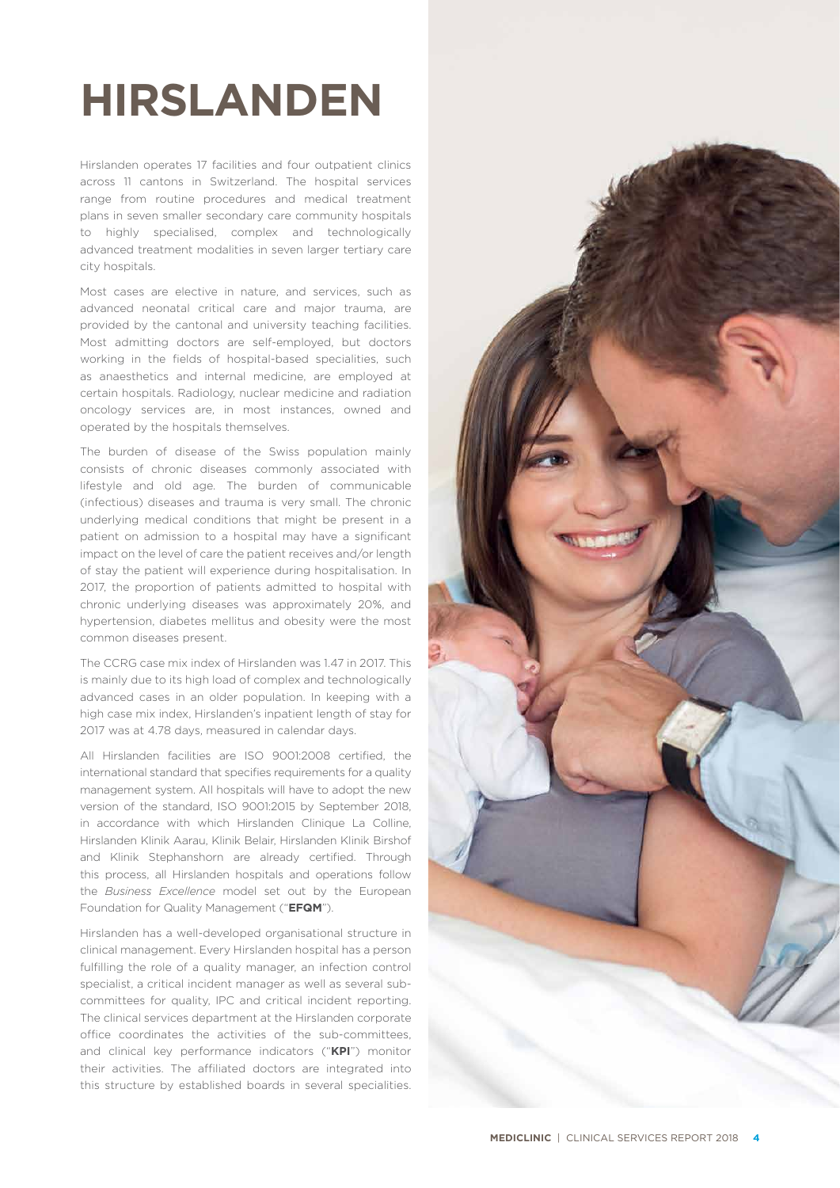# HIRSLANDEN

Hirslanden operates 17 facilities and four outpatient clinics across 11 cantons in Switzerland. The hospital services range from routine procedures and medical treatment plans in seven smaller secondary care community hospitals to highly specialised, complex and technologically advanced treatment modalities in seven larger tertiary care city hospitals.

Most cases are elective in nature, and services, such as advanced neonatal critical care and major trauma, are provided by the cantonal and university teaching facilities. Most admitting doctors are self-employed, but doctors working in the fields of hospital-based specialities, such as anaesthetics and internal medicine, are employed at certain hospitals. Radiology, nuclear medicine and radiation oncology services are, in most instances, owned and operated by the hospitals themselves.

The burden of disease of the Swiss population mainly consists of chronic diseases commonly associated with lifestyle and old age. The burden of communicable (infectious) diseases and trauma is very small. The chronic underlying medical conditions that might be present in a patient on admission to a hospital may have a significant impact on the level of care the patient receives and/or length of stay the patient will experience during hospitalisation. In 2017, the proportion of patients admitted to hospital with chronic underlying diseases was approximately 20%, and hypertension, diabetes mellitus and obesity were the most common diseases present.

The CCRG case mix index of Hirslanden was 1.47 in 2017. This is mainly due to its high load of complex and technologically advanced cases in an older population. In keeping with a high case mix index, Hirslanden's inpatient length of stay for 2017 was at 4.78 days, measured in calendar days.

All Hirslanden facilities are ISO 9001:2008 certified, the international standard that specifies requirements for a quality management system. All hospitals will have to adopt the new version of the standard, ISO 9001:2015 by September 2018, in accordance with which Hirslanden Clinique La Colline, Hirslanden Klinik Aarau, Klinik Belair, Hirslanden Klinik Birshof and Klinik Stephanshorn are already certified. Through this process, all Hirslanden hospitals and operations follow the *Business Excellence* model set out by the European Foundation for Quality Management ("**EFQM**").

Hirslanden has a well-developed organisational structure in clinical management. Every Hirslanden hospital has a person fulfilling the role of a quality manager, an infection control specialist, a critical incident manager as well as several sub-committees for quality, IPC and critical incident reporting. The clinical services department at the Hirslanden corporate office coordinates the activities of the sub-committees, and clinical key performance indicators ("**KPI**") monitor their activities. The affiliated doctors are integrated into this structure by established boards in several specialities.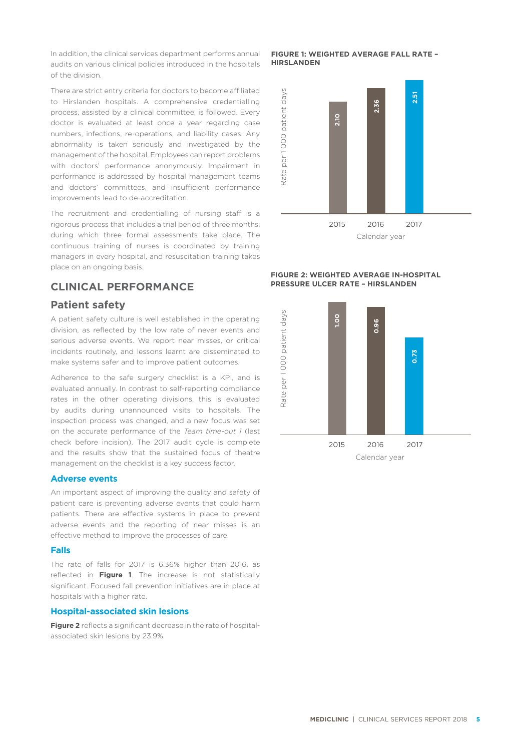In addition, the clinical services department performs annual audits on various clinical policies introduced in the hospitals of the division.

There are strict entry criteria for doctors to become affiliated to Hirslanden hospitals. A comprehensive credentialling process, assisted by a clinical committee, is followed. Every doctor is evaluated at least once a year regarding case numbers, infections, re-operations, and liability cases. Any abnormality is taken seriously and investigated by the management of the hospital. Employees can report problems with doctors' performance anonymously. Impairment in performance is addressed by hospital management teams and doctors' committees, and insufficient performance improvements lead to de-accreditation.

The recruitment and credentialling of nursing staff is a rigorous process that includes a trial period of three months, during which three formal assessments take place. The continuous training of nurses is coordinated by training managers in every hospital, and resuscitation training takes place on an ongoing basis.

## CLINICAL PERFORMANCE

### Patient safety

A patient safety culture is well established in the operating division, as reflected by the low rate of never events and serious adverse events. We report near misses, or critical incidents routinely, and lessons learnt are disseminated to make systems safer and to improve patient outcomes.

Adherence to the safe surgery checklist is a KPI, and is evaluated annually. In contrast to self-reporting compliance rates in the other operating divisions, this is evaluated by audits during unannounced visits to hospitals. The inspection process was changed, and a new focus was set on the accurate performance of the *Team time-out 1* (last check before incision). The 2017 audit cycle is complete and the results show that the sustained focus of theatre management on the checklist is a key success factor.

#### Adverse events

An important aspect of improving the quality and safety of patient care is preventing adverse events that could harm patients. There are effective systems in place to prevent adverse events and the reporting of near misses is an effective method to improve the processes of care.

#### Falls

The rate of falls for 2017 is 6.36% higher than 2016, as reflected in **Figure 1**. The increase is not statistically significant. Focused fall prevention initiatives are in place at hospitals with a higher rate.

#### Hospital-associated skin lesions

**Figure 2** reflects a significant decrease in the rate of hospital-associated skin lesions by 23.9%.

**FIGURE 1: WEIGHTED AVERAGE FALL RATE – HIRSLANDEN**

| Calendar year | Rate per 1 000 patient days |
|---|---|
| 2015 | 2.10 |
| 2016 | 2.36 |
| 2017 | 2.51 |

**FIGURE 2: WEIGHTED AVERAGE IN-HOSPITAL PRESSURE ULCER RATE – HIRSLANDEN**

| Calendar year | Rate per 1 000 patient days |
|---|---|
| 2015 | 1.00 |
| 2016 | 0.96 |
| 2017 | 0.73 |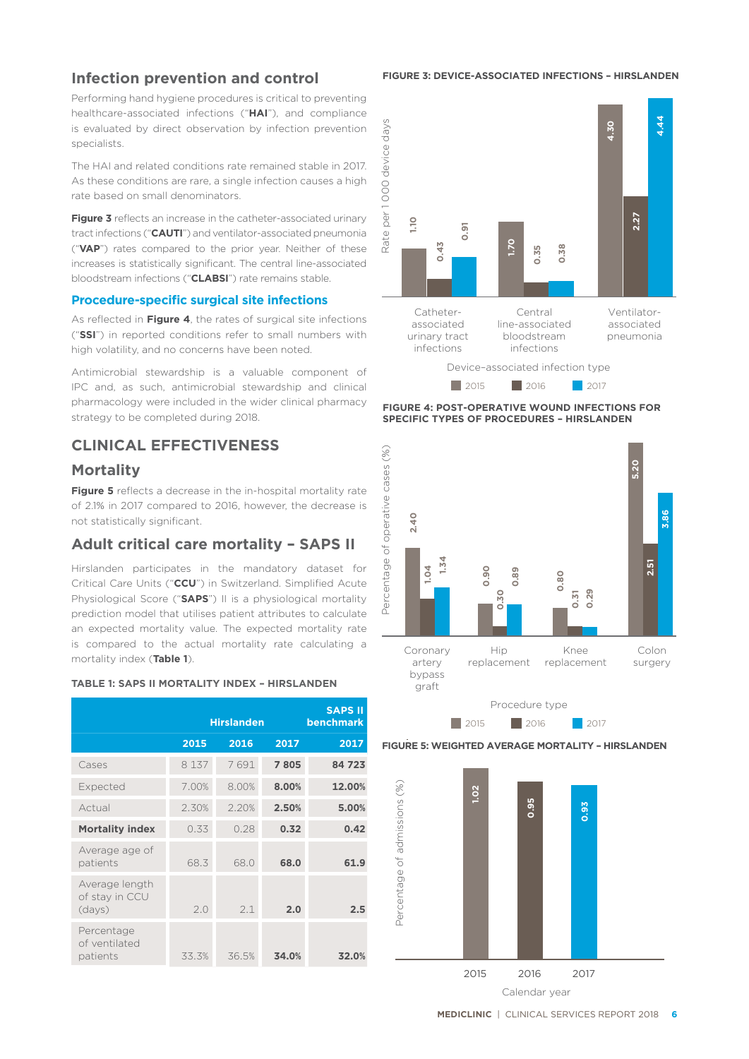## Infection prevention and control

Performing hand hygiene procedures is critical to preventing healthcare-associated infections ("**HAI**"), and compliance is evaluated by direct observation by infection prevention specialists.

The HAI and related conditions rate remained stable in 2017. As these conditions are rare, a single infection causes a high rate based on small denominators.

**Figure 3** reflects an increase in the catheter-associated urinary tract infections ("**CAUTI**") and ventilator-associated pneumonia ("**VAP**") rates compared to the prior year. Neither of these increases is statistically significant. The central line-associated bloodstream infections ("**CLABSI**") rate remains stable.

### Procedure-specific surgical site infections

As reflected in **Figure 4**, the rates of surgical site infections ("**SSI**") in reported conditions refer to small numbers with high volatility, and no concerns have been noted.

Antimicrobial stewardship is a valuable component of IPC and, as such, antimicrobial stewardship and clinical pharmacology were included in the wider clinical pharmacy strategy to be completed during 2018.

## CLINICAL EFFECTIVENESS

### Mortality

**Figure 5** reflects a decrease in the in-hospital mortality rate of 2.1% in 2017 compared to 2016, however, the decrease is not statistically significant.

### Adult critical care mortality – SAPS II

Hirslanden participates in the mandatory dataset for Critical Care Units ("**CCU**") in Switzerland. Simplified Acute Physiological Score ("**SAPS**") II is a physiological mortality prediction model that utilises patient attributes to calculate an expected mortality value. The expected mortality rate is compared to the actual mortality rate calculating a mortality index (**Table 1**).

**TABLE 1: SAPS II MORTALITY INDEX – HIRSLANDEN**

| | Hirslanden | | | SAPS II benchmark |
|---|---|---|---|---|
| | 2015 | 2016 | 2017 | 2017 |
| Cases | 8 137 | 7 691 | **7 805** | **84 723** |
| Expected | 7.00% | 8.00% | **8.00%** | **12.00%** |
| Actual | 2.30% | 2.20% | **2.50%** | **5.00%** |
| **Mortality index** | 0.33 | 0.28 | **0.32** | **0.42** |
| Average age of patients | 68.3 | 68.0 | **68.0** | **61.9** |
| Average length of stay in CCU (days) | 2.0 | 2.1 | **2.0** | **2.5** |
| Percentage of ventilated patients | 33.3% | 36.5% | **34.0%** | **32.0%** |

**FIGURE 3: DEVICE-ASSOCIATED INFECTIONS – HIRSLANDEN**

Rate per 1 000 device days

| Device-associated infection type | 2015 | 2016 | 2017 |
|---|---|---|---|
| Catheter-associated urinary tract infections | 1.10 | 0.43 | 0.91 |
| Central line-associated bloodstream infections | 1.70 | 0.35 | 0.38 |
| Ventilator-associated pneumonia | 4.30 | 2.27 | 4.44 |

**FIGURE 4: POST-OPERATIVE WOUND INFECTIONS FOR SPECIFIC TYPES OF PROCEDURES – HIRSLANDEN**

Percentage of operative cases (%)

| Procedure type | 2015 | 2016 | 2017 |
|---|---|---|---|
| Coronary artery bypass graft | 2.40 | 1.04 | 1.34 |
| Hip replacement | 0.90 | 0.30 | 0.89 |
| Knee replacement | 0.80 | 0.31 | 0.29 |
| Colon surgery | 5.20 | 2.51 | 3.86 |

**FIGURE 5: WEIGHTED AVERAGE MORTALITY – HIRSLANDEN**

Percentage of admissions (%)

| Calendar year | 2015 | 2016 | 2017 |
|---|---|---|---|
| | 1.02 | 0.95 | 0.93 |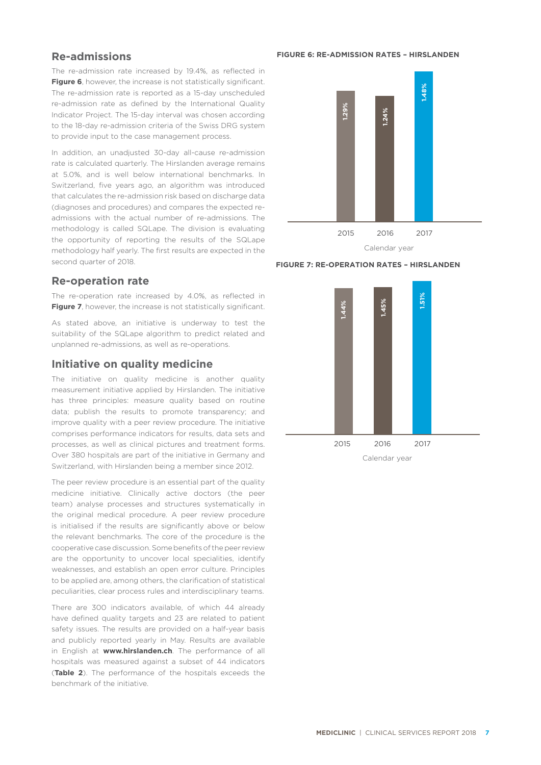## Re-admissions

The re-admission rate increased by 19.4%, as reflected in **Figure 6**, however, the increase is not statistically significant. The re-admission rate is reported as a 15-day unscheduled re-admission rate as defined by the International Quality Indicator Project. The 15-day interval was chosen according to the 18-day re-admission criteria of the Swiss DRG system to provide input to the case management process.

In addition, an unadjusted 30-day all-cause re-admission rate is calculated quarterly. The Hirslanden average remains at 5.0%, and is well below international benchmarks. In Switzerland, five years ago, an algorithm was introduced that calculates the re-admission risk based on discharge data (diagnoses and procedures) and compares the expected re-admissions with the actual number of re-admissions. The methodology is called SQLape. The division is evaluating the opportunity of reporting the results of the SQLape methodology half yearly. The first results are expected in the second quarter of 2018.

## Re-operation rate

The re-operation rate increased by 4.0%, as reflected in **Figure 7**, however, the increase is not statistically significant.

As stated above, an initiative is underway to test the suitability of the SQLape algorithm to predict related and unplanned re-admissions, as well as re-operations.

## Initiative on quality medicine

The initiative on quality medicine is another quality measurement initiative applied by Hirslanden. The initiative has three principles: measure quality based on routine data; publish the results to promote transparency; and improve quality with a peer review procedure. The initiative comprises performance indicators for results, data sets and processes, as well as clinical pictures and treatment forms. Over 380 hospitals are part of the initiative in Germany and Switzerland, with Hirslanden being a member since 2012.

The peer review procedure is an essential part of the quality medicine initiative. Clinically active doctors (the peer team) analyse processes and structures systematically in the original medical procedure. A peer review procedure is initialised if the results are significantly above or below the relevant benchmarks. The core of the procedure is the cooperative case discussion. Some benefits of the peer review are the opportunity to uncover local specialities, identify weaknesses, and establish an open error culture. Principles to be applied are, among others, the clarification of statistical peculiarities, clear process rules and interdisciplinary teams.

There are 300 indicators available, of which 44 already have defined quality targets and 23 are related to patient safety issues. The results are provided on a half-year basis and publicly reported yearly in May. Results are available in English at **www.hirslanden.ch**. The performance of all hospitals was measured against a subset of 44 indicators (**Table 2**). The performance of the hospitals exceeds the benchmark of the initiative.

**FIGURE 6: RE-ADMISSION RATES – HIRSLANDEN**

| Calendar year | Re-admission rate |
|---|---|
| 2015 | 1.29% |
| 2016 | 1.24% |
| 2017 | 1.48% |

**FIGURE 7: RE-OPERATION RATES – HIRSLANDEN**

| Calendar year | Re-operation rate |
|---|---|
| 2015 | 1.44% |
| 2016 | 1.45% |
| 2017 | 1.51% |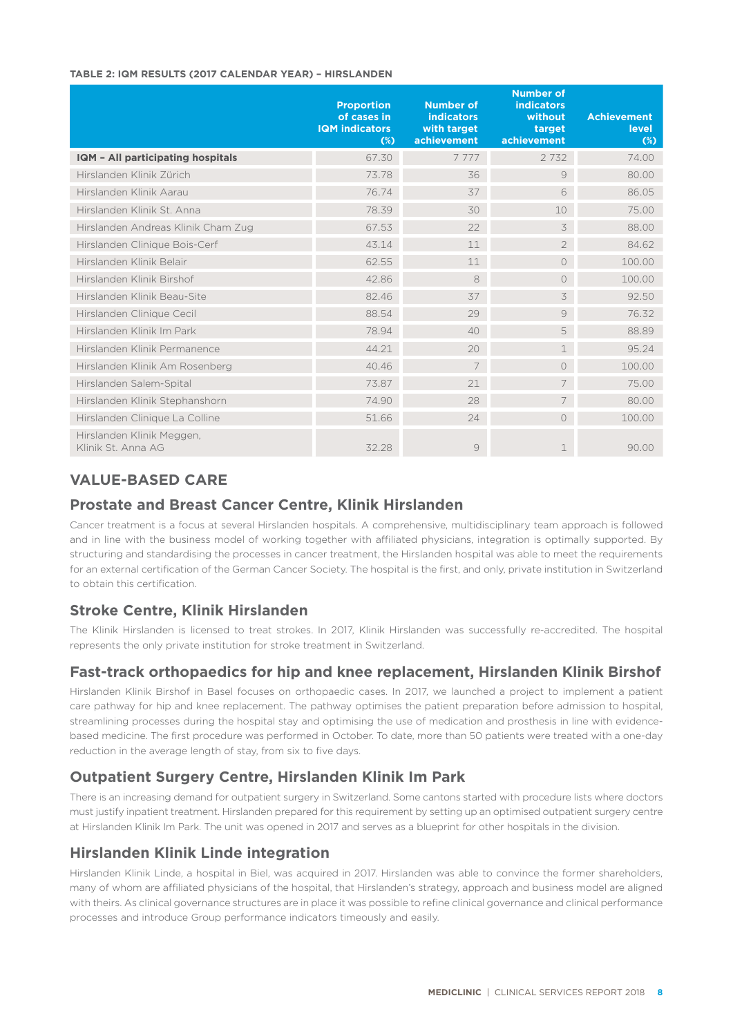**TABLE 2: IQM RESULTS (2017 CALENDAR YEAR) – HIRSLANDEN**

| | Proportion of cases in IQM indicators (%) | Number of indicators with target achievement | Number of indicators without target achievement | Achievement level (%) |
|---|---|---|---|---|
| **IQM – All participating hospitals** | 67.30 | 7 777 | 2 732 | 74.00 |
| Hirslanden Klinik Zürich | 73.78 | 36 | 9 | 80.00 |
| Hirslanden Klinik Aarau | 76.74 | 37 | 6 | 86.05 |
| Hirslanden Klinik St. Anna | 78.39 | 30 | 10 | 75.00 |
| Hirslanden Andreas Klinik Cham Zug | 67.53 | 22 | 3 | 88.00 |
| Hirslanden Clinique Bois-Cerf | 43.14 | 11 | 2 | 84.62 |
| Hirslanden Klinik Belair | 62.55 | 11 | 0 | 100.00 |
| Hirslanden Klinik Birshof | 42.86 | 8 | 0 | 100.00 |
| Hirslanden Klinik Beau-Site | 82.46 | 37 | 3 | 92.50 |
| Hirslanden Clinique Cecil | 88.54 | 29 | 9 | 76.32 |
| Hirslanden Klinik Im Park | 78.94 | 40 | 5 | 88.89 |
| Hirslanden Klinik Permanence | 44.21 | 20 | 1 | 95.24 |
| Hirslanden Klinik Am Rosenberg | 40.46 | 7 | 0 | 100.00 |
| Hirslanden Salem-Spital | 73.87 | 21 | 7 | 75.00 |
| Hirslanden Klinik Stephanshorn | 74.90 | 28 | 7 | 80.00 |
| Hirslanden Clinique La Colline | 51.66 | 24 | 0 | 100.00 |
| Hirslanden Klinik Meggen, Klinik St. Anna AG | 32.28 | 9 | 1 | 90.00 |

## VALUE-BASED CARE

### Prostate and Breast Cancer Centre, Klinik Hirslanden

Cancer treatment is a focus at several Hirslanden hospitals. A comprehensive, multidisciplinary team approach is followed and in line with the business model of working together with affiliated physicians, integration is optimally supported. By structuring and standardising the processes in cancer treatment, the Hirslanden hospital was able to meet the requirements for an external certification of the German Cancer Society. The hospital is the first, and only, private institution in Switzerland to obtain this certification.

### Stroke Centre, Klinik Hirslanden

The Klinik Hirslanden is licensed to treat strokes. In 2017, Klinik Hirslanden was successfully re-accredited. The hospital represents the only private institution for stroke treatment in Switzerland.

### Fast-track orthopaedics for hip and knee replacement, Hirslanden Klinik Birshof

Hirslanden Klinik Birshof in Basel focuses on orthopaedic cases. In 2017, we launched a project to implement a patient care pathway for hip and knee replacement. The pathway optimises the patient preparation before admission to hospital, streamlining processes during the hospital stay and optimising the use of medication and prosthesis in line with evidence-based medicine. The first procedure was performed in October. To date, more than 50 patients were treated with a one-day reduction in the average length of stay, from six to five days.

### Outpatient Surgery Centre, Hirslanden Klinik Im Park

There is an increasing demand for outpatient surgery in Switzerland. Some cantons started with procedure lists where doctors must justify inpatient treatment. Hirslanden prepared for this requirement by setting up an optimised outpatient surgery centre at Hirslanden Klinik Im Park. The unit was opened in 2017 and serves as a blueprint for other hospitals in the division.

### Hirslanden Klinik Linde integration

Hirslanden Klinik Linde, a hospital in Biel, was acquired in 2017. Hirslanden was able to convince the former shareholders, many of whom are affiliated physicians of the hospital, that Hirslanden's strategy, approach and business model are aligned with theirs. As clinical governance structures are in place it was possible to refine clinical governance and clinical performance processes and introduce Group performance indicators timeously and easily.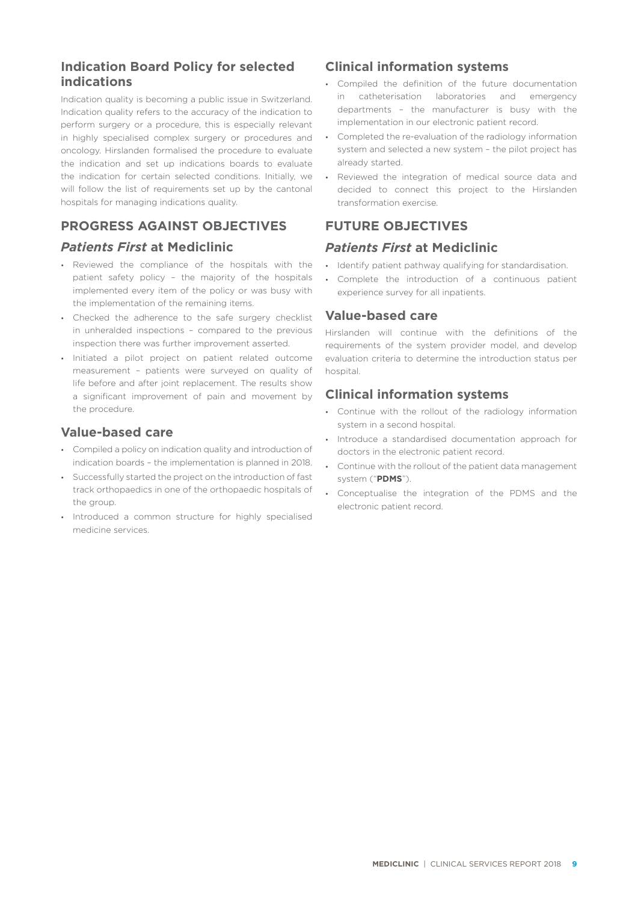### Indication Board Policy for selected indications

Indication quality is becoming a public issue in Switzerland. Indication quality refers to the accuracy of the indication to perform surgery or a procedure, this is especially relevant in highly specialised complex surgery or procedures and oncology. Hirslanden formalised the procedure to evaluate the indication and set up indications boards to evaluate the indication for certain selected conditions. Initially, we will follow the list of requirements set up by the cantonal hospitals for managing indications quality.

## PROGRESS AGAINST OBJECTIVES

### *Patients First* at Mediclinic

- Reviewed the compliance of the hospitals with the patient safety policy – the majority of the hospitals implemented every item of the policy or was busy with the implementation of the remaining items.
- Checked the adherence to the safe surgery checklist in unheralded inspections – compared to the previous inspection there was further improvement asserted.
- Initiated a pilot project on patient related outcome measurement – patients were surveyed on quality of life before and after joint replacement. The results show a significant improvement of pain and movement by the procedure.

### Value-based care

- Compiled a policy on indication quality and introduction of indication boards – the implementation is planned in 2018.
- Successfully started the project on the introduction of fast track orthopaedics in one of the orthopaedic hospitals of the group.
- Introduced a common structure for highly specialised medicine services.

### Clinical information systems

- Compiled the definition of the future documentation in catheterisation laboratories and emergency departments – the manufacturer is busy with the implementation in our electronic patient record.
- Completed the re-evaluation of the radiology information system and selected a new system – the pilot project has already started.
- Reviewed the integration of medical source data and decided to connect this project to the Hirslanden transformation exercise.

## FUTURE OBJECTIVES

### *Patients First* at Mediclinic

- Identify patient pathway qualifying for standardisation.
- Complete the introduction of a continuous patient experience survey for all inpatients.

### Value-based care

Hirslanden will continue with the definitions of the requirements of the system provider model, and develop evaluation criteria to determine the introduction status per hospital.

### Clinical information systems

- Continue with the rollout of the radiology information system in a second hospital.
- Introduce a standardised documentation approach for doctors in the electronic patient record.
- Continue with the rollout of the patient data management system ("**PDMS**").
- Conceptualise the integration of the PDMS and the electronic patient record.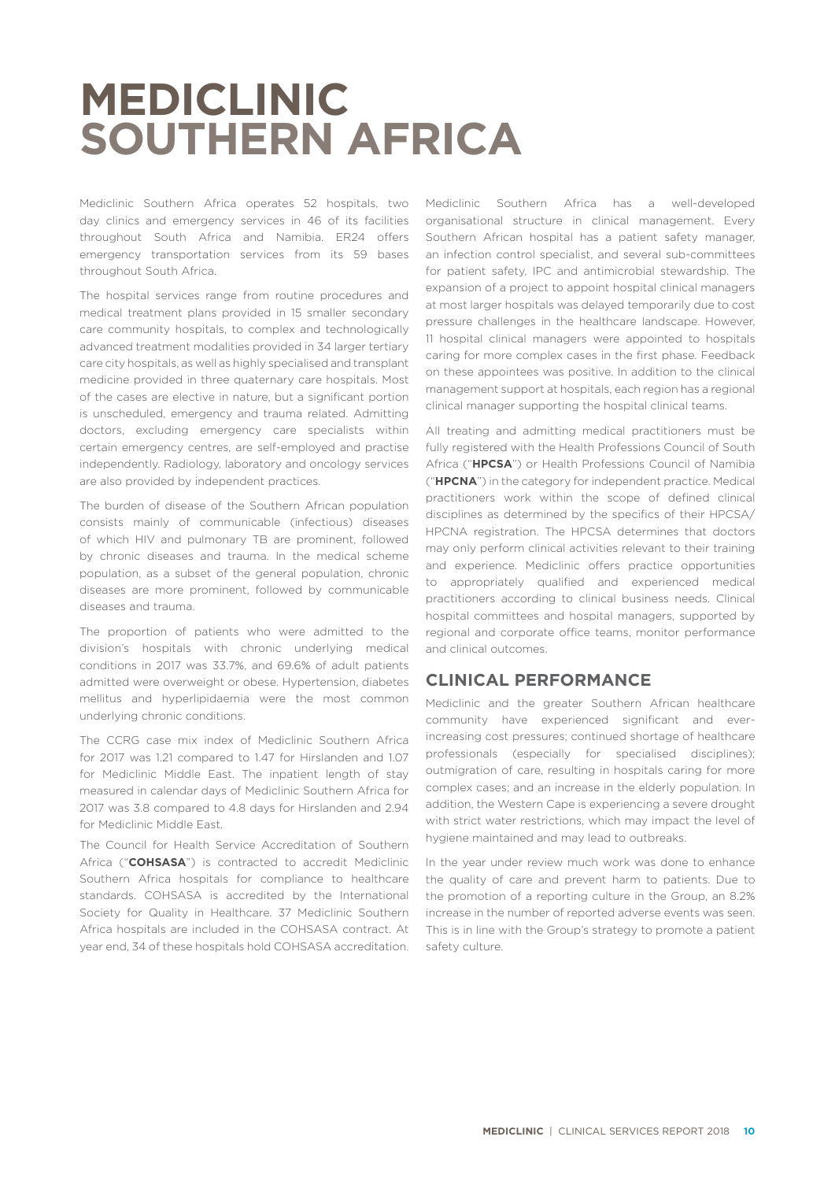# MEDICLINIC SOUTHERN AFRICA

Mediclinic Southern Africa operates 52 hospitals, two day clinics and emergency services in 46 of its facilities throughout South Africa and Namibia. ER24 offers emergency transportation services from its 59 bases throughout South Africa.

The hospital services range from routine procedures and medical treatment plans provided in 15 smaller secondary care community hospitals, to complex and technologically advanced treatment modalities provided in 34 larger tertiary care city hospitals, as well as highly specialised and transplant medicine provided in three quaternary care hospitals. Most of the cases are elective in nature, but a significant portion is unscheduled, emergency and trauma related. Admitting doctors, excluding emergency care specialists within certain emergency centres, are self-employed and practise independently. Radiology, laboratory and oncology services are also provided by independent practices.

The burden of disease of the Southern African population consists mainly of communicable (infectious) diseases of which HIV and pulmonary TB are prominent, followed by chronic diseases and trauma. In the medical scheme population, as a subset of the general population, chronic diseases are more prominent, followed by communicable diseases and trauma.

The proportion of patients who were admitted to the division's hospitals with chronic underlying medical conditions in 2017 was 33.7%, and 69.6% of adult patients admitted were overweight or obese. Hypertension, diabetes mellitus and hyperlipidaemia were the most common underlying chronic conditions.

The CCRG case mix index of Mediclinic Southern Africa for 2017 was 1.21 compared to 1.47 for Hirslanden and 1.07 for Mediclinic Middle East. The inpatient length of stay measured in calendar days of Mediclinic Southern Africa for 2017 was 3.8 compared to 4.8 days for Hirslanden and 2.94 for Mediclinic Middle East.

The Council for Health Service Accreditation of Southern Africa ("**COHSASA**") is contracted to accredit Mediclinic Southern Africa hospitals for compliance to healthcare standards. COHSASA is accredited by the International Society for Quality in Healthcare. 37 Mediclinic Southern Africa hospitals are included in the COHSASA contract. At year end, 34 of these hospitals hold COHSASA accreditation.

Mediclinic Southern Africa has a well-developed organisational structure in clinical management. Every Southern African hospital has a patient safety manager, an infection control specialist, and several sub-committees for patient safety, IPC and antimicrobial stewardship. The expansion of a project to appoint hospital clinical managers at most larger hospitals was delayed temporarily due to cost pressure challenges in the healthcare landscape. However, 11 hospital clinical managers were appointed to hospitals caring for more complex cases in the first phase. Feedback on these appointees was positive. In addition to the clinical management support at hospitals, each region has a regional clinical manager supporting the hospital clinical teams.

All treating and admitting medical practitioners must be fully registered with the Health Professions Council of South Africa ("**HPCSA**") or Health Professions Council of Namibia ("**HPCNA**") in the category for independent practice. Medical practitioners work within the scope of defined clinical disciplines as determined by the specifics of their HPCSA/HPCNA registration. The HPCSA determines that doctors may only perform clinical activities relevant to their training and experience. Mediclinic offers practice opportunities to appropriately qualified and experienced medical practitioners according to clinical business needs. Clinical hospital committees and hospital managers, supported by regional and corporate office teams, monitor performance and clinical outcomes.

## CLINICAL PERFORMANCE

Mediclinic and the greater Southern African healthcare community have experienced significant and ever-increasing cost pressures; continued shortage of healthcare professionals (especially for specialised disciplines); outmigration of care, resulting in hospitals caring for more complex cases; and an increase in the elderly population. In addition, the Western Cape is experiencing a severe drought with strict water restrictions, which may impact the level of hygiene maintained and may lead to outbreaks.

In the year under review much work was done to enhance the quality of care and prevent harm to patients. Due to the promotion of a reporting culture in the Group, an 8.2% increase in the number of reported adverse events was seen. This is in line with the Group's strategy to promote a patient safety culture.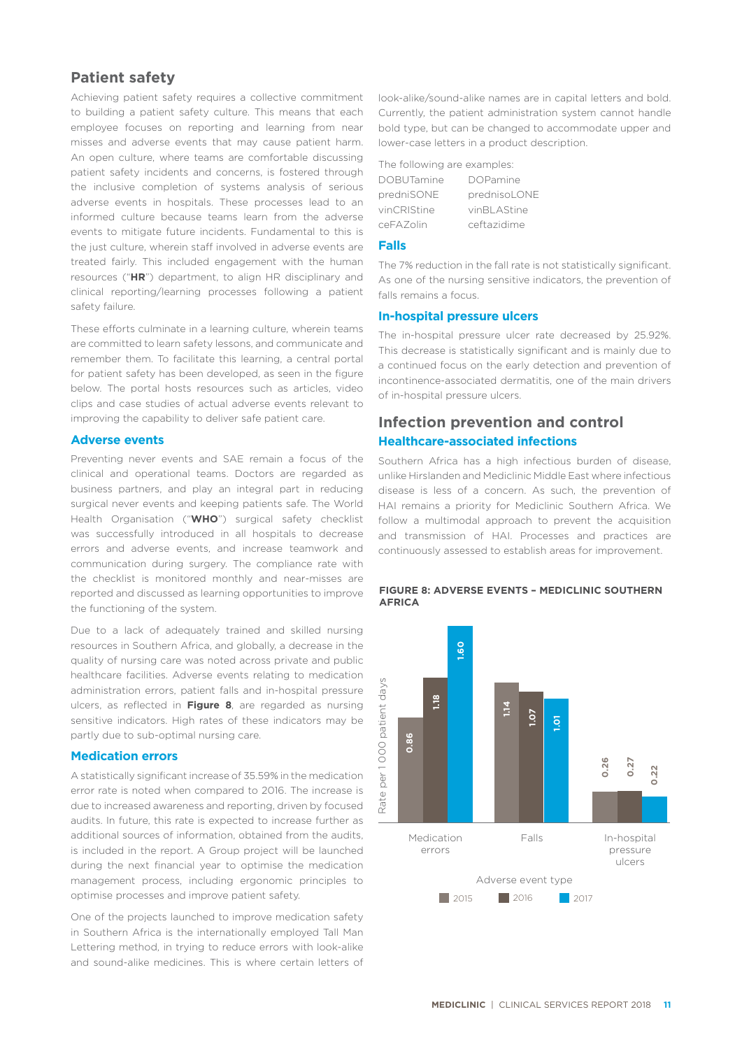## Patient safety

Achieving patient safety requires a collective commitment to building a patient safety culture. This means that each employee focuses on reporting and learning from near misses and adverse events that may cause patient harm. An open culture, where teams are comfortable discussing patient safety incidents and concerns, is fostered through the inclusive completion of systems analysis of serious adverse events in hospitals. These processes lead to an informed culture because teams learn from the adverse events to mitigate future incidents. Fundamental to this is the just culture, wherein staff involved in adverse events are treated fairly. This included engagement with the human resources ("**HR**") department, to align HR disciplinary and clinical reporting/learning processes following a patient safety failure.

These efforts culminate in a learning culture, wherein teams are committed to learn safety lessons, and communicate and remember them. To facilitate this learning, a central portal for patient safety has been developed, as seen in the figure below. The portal hosts resources such as articles, video clips and case studies of actual adverse events relevant to improving the capability to deliver safe patient care.

### Adverse events

Preventing never events and SAE remain a focus of the clinical and operational teams. Doctors are regarded as business partners, and play an integral part in reducing surgical never events and keeping patients safe. The World Health Organisation ("**WHO**") surgical safety checklist was successfully introduced in all hospitals to decrease errors and adverse events, and increase teamwork and communication during surgery. The compliance rate with the checklist is monitored monthly and near-misses are reported and discussed as learning opportunities to improve the functioning of the system.

Due to a lack of adequately trained and skilled nursing resources in Southern Africa, and globally, a decrease in the quality of nursing care was noted across private and public healthcare facilities. Adverse events relating to medication administration errors, patient falls and in-hospital pressure ulcers, as reflected in **Figure 8**, are regarded as nursing sensitive indicators. High rates of these indicators may be partly due to sub-optimal nursing care.

### Medication errors

A statistically significant increase of 35.59% in the medication error rate is noted when compared to 2016. The increase is due to increased awareness and reporting, driven by focused audits. In future, this rate is expected to increase further as additional sources of information, obtained from the audits, is included in the report. A Group project will be launched during the next financial year to optimise the medication management process, including ergonomic principles to optimise processes and improve patient safety.

One of the projects launched to improve medication safety in Southern Africa is the internationally employed Tall Man Lettering method, in trying to reduce errors with look-alike and sound-alike medicines. This is where certain letters of look-alike/sound-alike names are in capital letters and bold. Currently, the patient administration system cannot handle bold type, but can be changed to accommodate upper and lower-case letters in a product description.

The following are examples:

| | |
|---|---|
| DOBUTamine | DOPamine |
| predniSONE | prednisoLONE |
| vinCRIStine | vinBLAStine |
| ceFAZolin | ceftazidime |

### Falls

The 7% reduction in the fall rate is not statistically significant. As one of the nursing sensitive indicators, the prevention of falls remains a focus.

### In-hospital pressure ulcers

The in-hospital pressure ulcer rate decreased by 25.92%. This decrease is statistically significant and is mainly due to a continued focus on the early detection and prevention of incontinence-associated dermatitis, one of the main drivers of in-hospital pressure ulcers.

## Infection prevention and control

### Healthcare-associated infections

Southern Africa has a high infectious burden of disease, unlike Hirslanden and Mediclinic Middle East where infectious disease is less of a concern. As such, the prevention of HAI remains a priority for Mediclinic Southern Africa. We follow a multimodal approach to prevent the acquisition and transmission of HAI. Processes and practices are continuously assessed to establish areas for improvement.

**FIGURE 8: ADVERSE EVENTS – MEDICLINIC SOUTHERN AFRICA**

Rate per 1 000 patient days

| Adverse event type | 2015 | 2016 | 2017 |
|---|---|---|---|
| Medication errors | 0.86 | 1.18 | 1.60 |
| Falls | 1.14 | 1.07 | 1.01 |
| In-hospital pressure ulcers | 0.26 | 0.27 | 0.22 |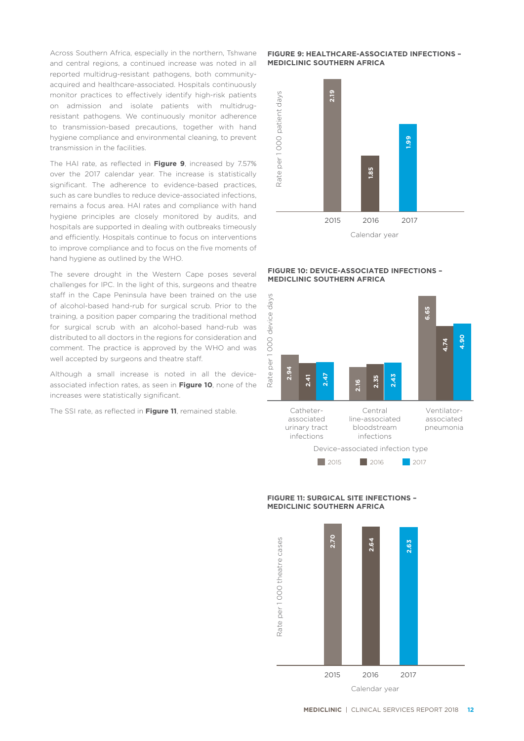Across Southern Africa, especially in the northern, Tshwane and central regions, a continued increase was noted in all reported multidrug-resistant pathogens, both community-acquired and healthcare-associated. Hospitals continuously monitor practices to effectively identify high-risk patients on admission and isolate patients with multidrug-resistant pathogens. We continuously monitor adherence to transmission-based precautions, together with hand hygiene compliance and environmental cleaning, to prevent transmission in the facilities.

The HAI rate, as reflected in **Figure 9**, increased by 7.57% over the 2017 calendar year. The increase is statistically significant. The adherence to evidence-based practices, such as care bundles to reduce device-associated infections, remains a focus area. HAI rates and compliance with hand hygiene principles are closely monitored by audits, and hospitals are supported in dealing with outbreaks timeously and efficiently. Hospitals continue to focus on interventions to improve compliance and to focus on the five moments of hand hygiene as outlined by the WHO.

The severe drought in the Western Cape poses several challenges for IPC. In the light of this, surgeons and theatre staff in the Cape Peninsula have been trained on the use of alcohol-based hand-rub for surgical scrub. Prior to the training, a position paper comparing the traditional method for surgical scrub with an alcohol-based hand-rub was distributed to all doctors in the regions for consideration and comment. The practice is approved by the WHO and was well accepted by surgeons and theatre staff.

Although a small increase is noted in all the device-associated infection rates, as seen in **Figure 10**, none of the increases were statistically significant.

The SSI rate, as reflected in **Figure 11**, remained stable.

**FIGURE 9: HEALTHCARE-ASSOCIATED INFECTIONS – MEDICLINIC SOUTHERN AFRICA**

| Calendar year | Rate per 1 000 patient days |
|---|---|
| 2015 | 2.19 |
| 2016 | 1.85 |
| 2017 | 1.99 |

**FIGURE 10: DEVICE-ASSOCIATED INFECTIONS – MEDICLINIC SOUTHERN AFRICA**

Rate per 1 000 device days

| Device-associated infection type | 2015 | 2016 | 2017 |
|---|---|---|---|
| Catheter-associated urinary tract infections | 2.94 | 2.41 | 2.47 |
| Central line-associated bloodstream infections | 2.16 | 2.35 | 2.43 |
| Ventilator-associated pneumonia | 6.65 | 4.74 | 4.90 |

**FIGURE 11: SURGICAL SITE INFECTIONS – MEDICLINIC SOUTHERN AFRICA**

| Calendar year | Rate per 1 000 theatre cases |
|---|---|
| 2015 | 2.70 |
| 2016 | 2.64 |
| 2017 | 2.63 |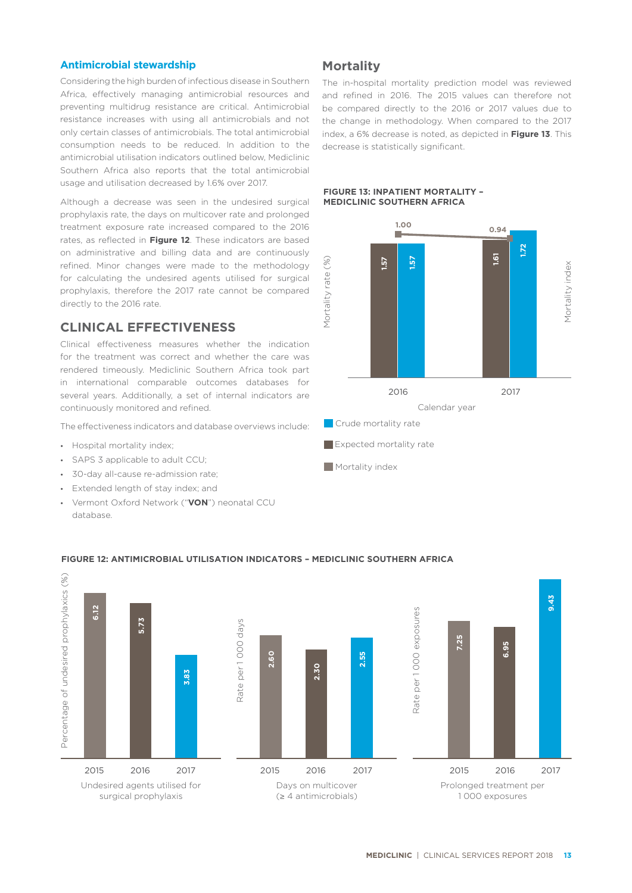## Antimicrobial stewardship

Considering the high burden of infectious disease in Southern Africa, effectively managing antimicrobial resources and preventing multidrug resistance are critical. Antimicrobial resistance increases with using all antimicrobials and not only certain classes of antimicrobials. The total antimicrobial consumption needs to be reduced. In addition to the antimicrobial utilisation indicators outlined below, Mediclinic Southern Africa also reports that the total antimicrobial usage and utilisation decreased by 1.6% over 2017.

Although a decrease was seen in the undesired surgical prophylaxis rate, the days on multicover rate and prolonged treatment exposure rate increased compared to the 2016 rates, as reflected in **Figure 12**. These indicators are based on administrative and billing data and are continuously refined. Minor changes were made to the methodology for calculating the undesired agents utilised for surgical prophylaxis, therefore the 2017 rate cannot be compared directly to the 2016 rate.

## CLINICAL EFFECTIVENESS

Clinical effectiveness measures whether the indication for the treatment was correct and whether the care was rendered timeously. Mediclinic Southern Africa took part in international comparable outcomes databases for several years. Additionally, a set of internal indicators are continuously monitored and refined.

The effectiveness indicators and database overviews include:

- Hospital mortality index;
- SAPS 3 applicable to adult CCU;
- 30-day all-cause re-admission rate;
- Extended length of stay index; and
- Vermont Oxford Network ("**VON**") neonatal CCU database.

## Mortality

The in-hospital mortality prediction model was reviewed and refined in 2016. The 2015 values can therefore not be compared directly to the 2016 or 2017 values due to the change in methodology. When compared to the 2017 index, a 6% decrease is noted, as depicted in **Figure 13**. This decrease is statistically significant.

**FIGURE 13: INPATIENT MORTALITY – MEDICLINIC SOUTHERN AFRICA**

| Calendar year | Expected mortality rate (%) | Crude mortality rate (%) | Mortality index |
|---|---|---|---|
| 2016 | 1.57 | 1.57 | 1.00 |
| 2017 | 1.61 | 1.72 | 0.94 |

**FIGURE 12: ANTIMICROBIAL UTILISATION INDICATORS – MEDICLINIC SOUTHERN AFRICA**

| Indicator | 2015 | 2016 | 2017 |
|---|---|---|---|
| Undesired agents utilised for surgical prophylaxis (Percentage of undesired prophylaxics (%)) | 6.12 | 5.73 | 3.83 |
| Days on multicover (≥ 4 antimicrobials) (Rate per 1 000 days) | 2.60 | 2.30 | 2.55 |
| Prolonged treatment per 1 000 exposures (Rate per 1 000 exposures) | 7.25 | 6.95 | 9.43 |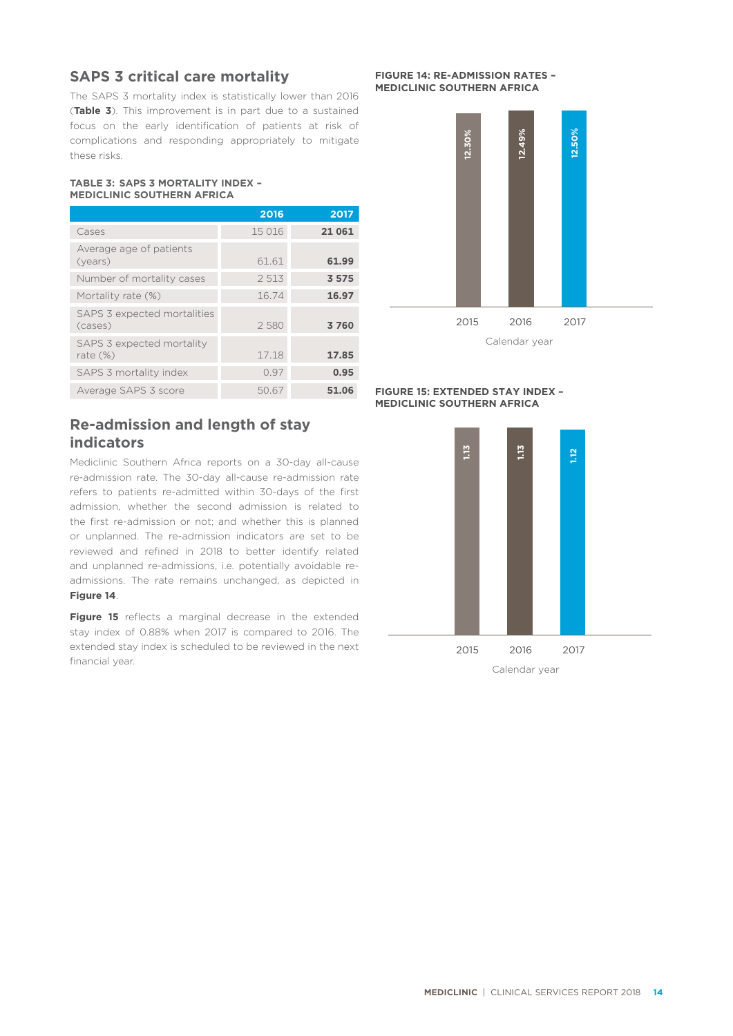## SAPS 3 critical care mortality

The SAPS 3 mortality index is statistically lower than 2016 (**Table 3**). This improvement is in part due to a sustained focus on the early identification of patients at risk of complications and responding appropriately to mitigate these risks.

**TABLE 3: SAPS 3 MORTALITY INDEX – MEDICLINIC SOUTHERN AFRICA**

| | 2016 | 2017 |
|---|---|---|
| Cases | 15 016 | **21 061** |
| Average age of patients (years) | 61.61 | **61.99** |
| Number of mortality cases | 2 513 | **3 575** |
| Mortality rate (%) | 16.74 | **16.97** |
| SAPS 3 expected mortalities (cases) | 2 580 | **3 760** |
| SAPS 3 expected mortality rate (%) | 17.18 | **17.85** |
| SAPS 3 mortality index | 0.97 | **0.95** |
| Average SAPS 3 score | 50.67 | **51.06** |

## Re-admission and length of stay indicators

Mediclinic Southern Africa reports on a 30-day all-cause re-admission rate. The 30-day all-cause re-admission rate refers to patients re-admitted within 30-days of the first admission, whether the second admission is related to the first re-admission or not; and whether this is planned or unplanned. The re-admission indicators are set to be reviewed and refined in 2018 to better identify related and unplanned re-admissions, i.e. potentially avoidable re-admissions. The rate remains unchanged, as depicted in **Figure 14**.

**Figure 15** reflects a marginal decrease in the extended stay index of 0.88% when 2017 is compared to 2016. The extended stay index is scheduled to be reviewed in the next financial year.

**FIGURE 14: RE-ADMISSION RATES – MEDICLINIC SOUTHERN AFRICA**

| Calendar year | Re-admission rate |
|---|---|
| 2015 | 12.30% |
| 2016 | 12.49% |
| 2017 | 12.50% |

**FIGURE 15: EXTENDED STAY INDEX – MEDICLINIC SOUTHERN AFRICA**

| Calendar year | Extended stay index |
|---|---|
| 2015 | 1.13 |
| 2016 | 1.13 |
| 2017 | 1.12 |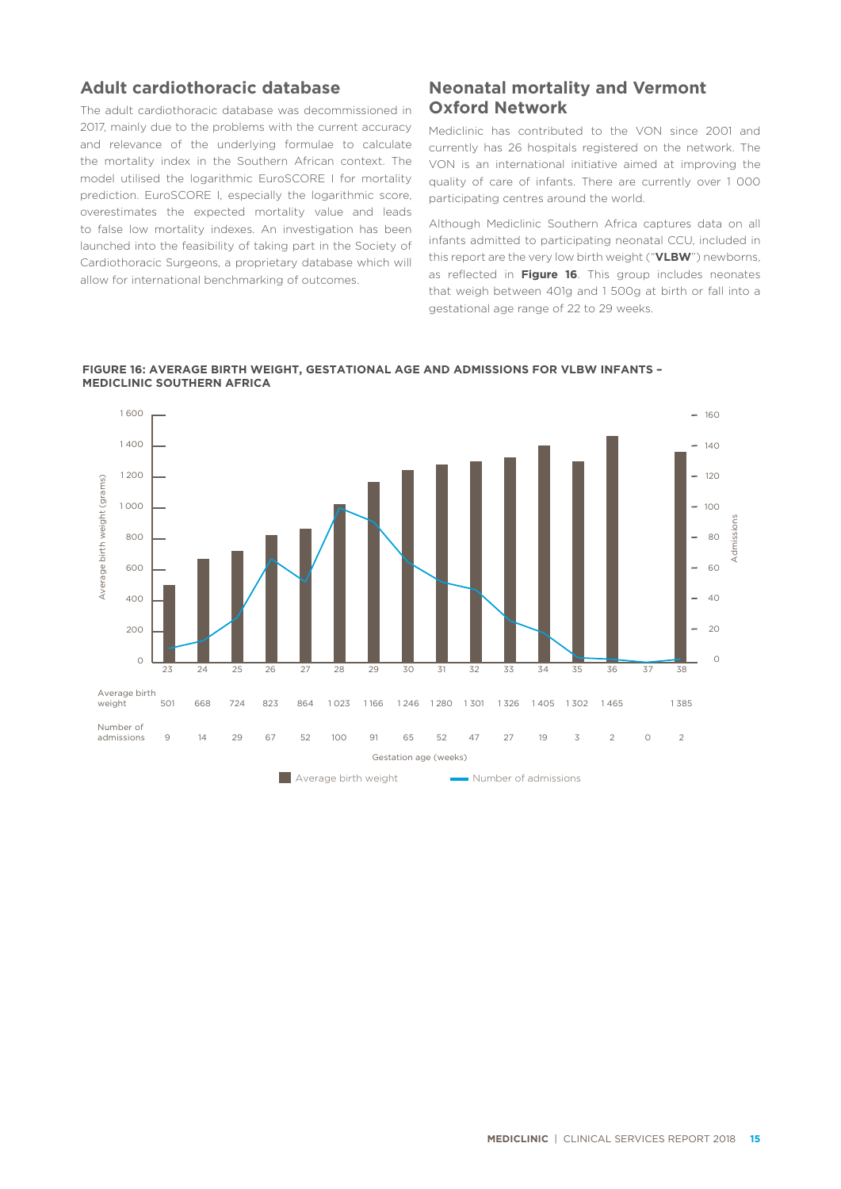## Adult cardiothoracic database

The adult cardiothoracic database was decommissioned in 2017, mainly due to the problems with the current accuracy and relevance of the underlying formulae to calculate the mortality index in the Southern African context. The model utilised the logarithmic EuroSCORE I for mortality prediction. EuroSCORE I, especially the logarithmic score, overestimates the expected mortality value and leads to false low mortality indexes. An investigation has been launched into the feasibility of taking part in the Society of Cardiothoracic Surgeons, a proprietary database which will allow for international benchmarking of outcomes.

## Neonatal mortality and Vermont Oxford Network

Mediclinic has contributed to the VON since 2001 and currently has 26 hospitals registered on the network. The VON is an international initiative aimed at improving the quality of care of infants. There are currently over 1 000 participating centres around the world.

Although Mediclinic Southern Africa captures data on all infants admitted to participating neonatal CCU, included in this report are the very low birth weight ("**VLBW**") newborns, as reflected in **Figure 16**. This group includes neonates that weigh between 401g and 1 500g at birth or fall into a gestational age range of 22 to 29 weeks.

**FIGURE 16: AVERAGE BIRTH WEIGHT, GESTATIONAL AGE AND ADMISSIONS FOR VLBW INFANTS – MEDICLINIC SOUTHERN AFRICA**

| Gestation age (weeks) | 23 | 24 | 25 | 26 | 27 | 28 | 29 | 30 | 31 | 32 | 33 | 34 | 35 | 36 | 37 | 38 |
|---|---|---|---|---|---|---|---|---|---|---|---|---|---|---|---|---|
| Average birth weight | 501 | 668 | 724 | 823 | 864 | 1 023 | 1 166 | 1 246 | 1 280 | 1 301 | 1 326 | 1 405 | 1 302 | 1 465 | | 1 385 |
| Number of admissions | 9 | 14 | 29 | 67 | 52 | 100 | 91 | 65 | 52 | 47 | 27 | 19 | 3 | 2 | 0 | 2 |

Average birth weight — Number of admissions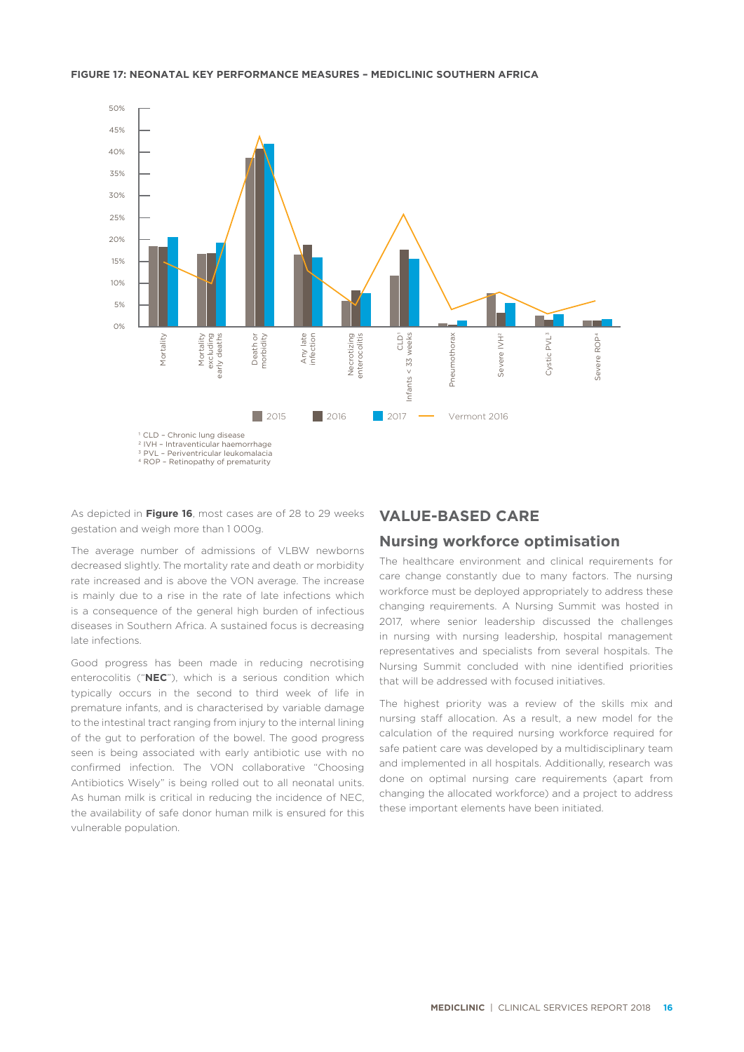**FIGURE 17: NEONATAL KEY PERFORMANCE MEASURES – MEDICLINIC SOUTHERN AFRICA**

[1] CLD – Chronic lung disease
[2] IVH – Intraventricular haemorrhage
[3] PVL – Periventricular leukomalacia
[4] ROP – Retinopathy of prematurity

As depicted in **Figure 16**, most cases are of 28 to 29 weeks gestation and weigh more than 1 000g.

The average number of admissions of VLBW newborns decreased slightly. The mortality rate and death or morbidity rate increased and is above the VON average. The increase is mainly due to a rise in the rate of late infections which is a consequence of the general high burden of infectious diseases in Southern Africa. A sustained focus is decreasing late infections.

Good progress has been made in reducing necrotising enterocolitis ("**NEC**"), which is a serious condition which typically occurs in the second to third week of life in premature infants, and is characterised by variable damage to the intestinal tract ranging from injury to the internal lining of the gut to perforation of the bowel. The good progress seen is being associated with early antibiotic use with no confirmed infection. The VON collaborative "Choosing Antibiotics Wisely" is being rolled out to all neonatal units. As human milk is critical in reducing the incidence of NEC, the availability of safe donor human milk is ensured for this vulnerable population.

## VALUE-BASED CARE

### Nursing workforce optimisation

The healthcare environment and clinical requirements for care change constantly due to many factors. The nursing workforce must be deployed appropriately to address these changing requirements. A Nursing Summit was hosted in 2017, where senior leadership discussed the challenges in nursing with nursing leadership, hospital management representatives and specialists from several hospitals. The Nursing Summit concluded with nine identified priorities that will be addressed with focused initiatives.

The highest priority was a review of the skills mix and nursing staff allocation. As a result, a new model for the calculation of the required nursing workforce required for safe patient care was developed by a multidisciplinary team and implemented in all hospitals. Additionally, research was done on optimal nursing care requirements (apart from changing the allocated workforce) and a project to address these important elements have been initiated.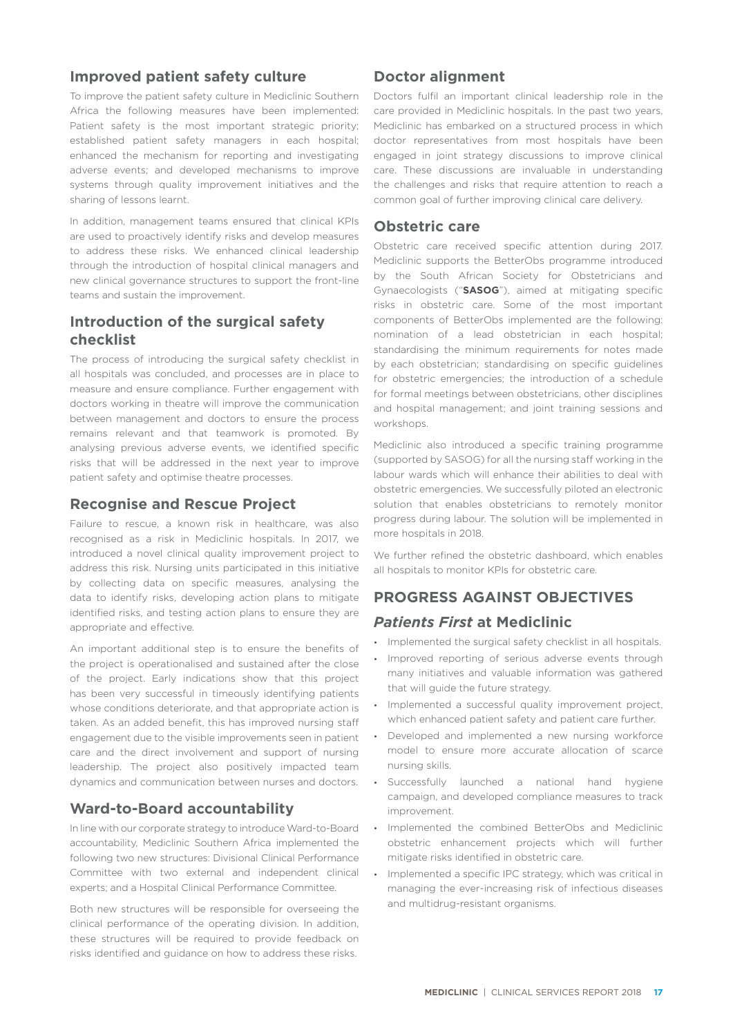## Improved patient safety culture

To improve the patient safety culture in Mediclinic Southern Africa the following measures have been implemented: Patient safety is the most important strategic priority; established patient safety managers in each hospital; enhanced the mechanism for reporting and investigating adverse events; and developed mechanisms to improve systems through quality improvement initiatives and the sharing of lessons learnt.

In addition, management teams ensured that clinical KPIs are used to proactively identify risks and develop measures to address these risks. We enhanced clinical leadership through the introduction of hospital clinical managers and new clinical governance structures to support the front-line teams and sustain the improvement.

## Introduction of the surgical safety checklist

The process of introducing the surgical safety checklist in all hospitals was concluded, and processes are in place to measure and ensure compliance. Further engagement with doctors working in theatre will improve the communication between management and doctors to ensure the process remains relevant and that teamwork is promoted. By analysing previous adverse events, we identified specific risks that will be addressed in the next year to improve patient safety and optimise theatre processes.

## Recognise and Rescue Project

Failure to rescue, a known risk in healthcare, was also recognised as a risk in Mediclinic hospitals. In 2017, we introduced a novel clinical quality improvement project to address this risk. Nursing units participated in this initiative by collecting data on specific measures, analysing the data to identify risks, developing action plans to mitigate identified risks, and testing action plans to ensure they are appropriate and effective.

An important additional step is to ensure the benefits of the project is operationalised and sustained after the close of the project. Early indications show that this project has been very successful in timeously identifying patients whose conditions deteriorate, and that appropriate action is taken. As an added benefit, this has improved nursing staff engagement due to the visible improvements seen in patient care and the direct involvement and support of nursing leadership. The project also positively impacted team dynamics and communication between nurses and doctors.

## Ward-to-Board accountability

In line with our corporate strategy to introduce Ward-to-Board accountability, Mediclinic Southern Africa implemented the following two new structures: Divisional Clinical Performance Committee with two external and independent clinical experts; and a Hospital Clinical Performance Committee.

Both new structures will be responsible for overseeing the clinical performance of the operating division. In addition, these structures will be required to provide feedback on risks identified and guidance on how to address these risks.

## Doctor alignment

Doctors fulfil an important clinical leadership role in the care provided in Mediclinic hospitals. In the past two years, Mediclinic has embarked on a structured process in which doctor representatives from most hospitals have been engaged in joint strategy discussions to improve clinical care. These discussions are invaluable in understanding the challenges and risks that require attention to reach a common goal of further improving clinical care delivery.

## Obstetric care

Obstetric care received specific attention during 2017. Mediclinic supports the BetterObs programme introduced by the South African Society for Obstetricians and Gynaecologists ("**SASOG**"), aimed at mitigating specific risks in obstetric care. Some of the most important components of BetterObs implemented are the following: nomination of a lead obstetrician in each hospital; standardising the minimum requirements for notes made by each obstetrician; standardising on specific guidelines for obstetric emergencies; the introduction of a schedule for formal meetings between obstetricians, other disciplines and hospital management; and joint training sessions and workshops.

Mediclinic also introduced a specific training programme (supported by SASOG) for all the nursing staff working in the labour wards which will enhance their abilities to deal with obstetric emergencies. We successfully piloted an electronic solution that enables obstetricians to remotely monitor progress during labour. The solution will be implemented in more hospitals in 2018.

We further refined the obstetric dashboard, which enables all hospitals to monitor KPIs for obstetric care.

# PROGRESS AGAINST OBJECTIVES

## *Patients First* at Mediclinic

- Implemented the surgical safety checklist in all hospitals.
- Improved reporting of serious adverse events through many initiatives and valuable information was gathered that will guide the future strategy.
- Implemented a successful quality improvement project, which enhanced patient safety and patient care further.
- Developed and implemented a new nursing workforce model to ensure more accurate allocation of scarce nursing skills.
- Successfully launched a national hand hygiene campaign, and developed compliance measures to track improvement.
- Implemented the combined BetterObs and Mediclinic obstetric enhancement projects which will further mitigate risks identified in obstetric care.
- Implemented a specific IPC strategy, which was critical in managing the ever-increasing risk of infectious diseases and multidrug-resistant organisms.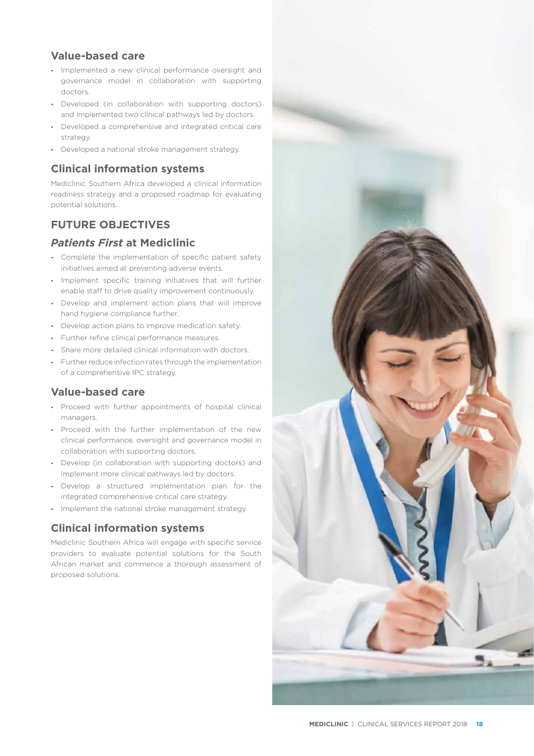## Value-based care

- Implemented a new clinical performance oversight and governance model in collaboration with supporting doctors.
- Developed (in collaboration with supporting doctors) and implemented two clinical pathways led by doctors.
- Developed a comprehensive and integrated critical care strategy.
- Developed a national stroke management strategy.

## Clinical information systems

Mediclinic Southern Africa developed a clinical information readiness strategy and a proposed roadmap for evaluating potential solutions.

# FUTURE OBJECTIVES

## *Patients First* at Mediclinic

- Complete the implementation of specific patient safety initiatives aimed at preventing adverse events.
- Implement specific training initiatives that will further enable staff to drive quality improvement continuously.
- Develop and implement action plans that will improve hand hygiene compliance further.
- Develop action plans to improve medication safety.
- Further refine clinical performance measures.
- Share more detailed clinical information with doctors.
- Further reduce infection rates through the implementation of a comprehensive IPC strategy.

## Value-based care

- Proceed with further appointments of hospital clinical managers.
- Proceed with the further implementation of the new clinical performance, oversight and governance model in collaboration with supporting doctors.
- Develop (in collaboration with supporting doctors) and implement more clinical pathways led by doctors.
- Develop a structured implementation plan for the integrated comprehensive critical care strategy.
- Implement the national stroke management strategy.

## Clinical information systems

Mediclinic Southern Africa will engage with specific service providers to evaluate potential solutions for the South African market and commence a thorough assessment of proposed solutions.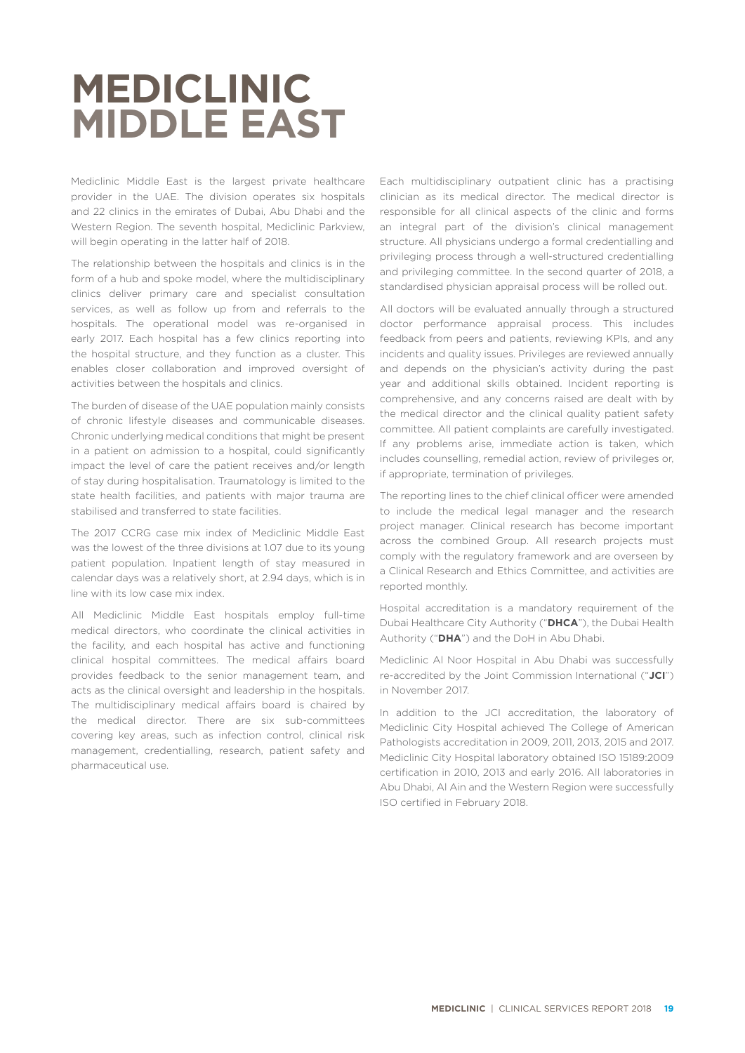# MEDICLINIC MIDDLE EAST

Mediclinic Middle East is the largest private healthcare provider in the UAE. The division operates six hospitals and 22 clinics in the emirates of Dubai, Abu Dhabi and the Western Region. The seventh hospital, Mediclinic Parkview, will begin operating in the latter half of 2018.

The relationship between the hospitals and clinics is in the form of a hub and spoke model, where the multidisciplinary clinics deliver primary care and specialist consultation services, as well as follow up from and referrals to the hospitals. The operational model was re-organised in early 2017. Each hospital has a few clinics reporting into the hospital structure, and they function as a cluster. This enables closer collaboration and improved oversight of activities between the hospitals and clinics.

The burden of disease of the UAE population mainly consists of chronic lifestyle diseases and communicable diseases. Chronic underlying medical conditions that might be present in a patient on admission to a hospital, could significantly impact the level of care the patient receives and/or length of stay during hospitalisation. Traumatology is limited to the state health facilities, and patients with major trauma are stabilised and transferred to state facilities.

The 2017 CCRG case mix index of Mediclinic Middle East was the lowest of the three divisions at 1.07 due to its young patient population. Inpatient length of stay measured in calendar days was a relatively short, at 2.94 days, which is in line with its low case mix index.

All Mediclinic Middle East hospitals employ full-time medical directors, who coordinate the clinical activities in the facility, and each hospital has active and functioning clinical hospital committees. The medical affairs board provides feedback to the senior management team, and acts as the clinical oversight and leadership in the hospitals. The multidisciplinary medical affairs board is chaired by the medical director. There are six sub-committees covering key areas, such as infection control, clinical risk management, credentialling, research, patient safety and pharmaceutical use.

Each multidisciplinary outpatient clinic has a practising clinician as its medical director. The medical director is responsible for all clinical aspects of the clinic and forms an integral part of the division's clinical management structure. All physicians undergo a formal credentialling and privileging process through a well-structured credentialling and privileging committee. In the second quarter of 2018, a standardised physician appraisal process will be rolled out.

All doctors will be evaluated annually through a structured doctor performance appraisal process. This includes feedback from peers and patients, reviewing KPIs, and any incidents and quality issues. Privileges are reviewed annually and depends on the physician's activity during the past year and additional skills obtained. Incident reporting is comprehensive, and any concerns raised are dealt with by the medical director and the clinical quality patient safety committee. All patient complaints are carefully investigated. If any problems arise, immediate action is taken, which includes counselling, remedial action, review of privileges or, if appropriate, termination of privileges.

The reporting lines to the chief clinical officer were amended to include the medical legal manager and the research project manager. Clinical research has become important across the combined Group. All research projects must comply with the regulatory framework and are overseen by a Clinical Research and Ethics Committee, and activities are reported monthly.

Hospital accreditation is a mandatory requirement of the Dubai Healthcare City Authority ("**DHCA**"), the Dubai Health Authority ("**DHA**") and the DoH in Abu Dhabi.

Mediclinic Al Noor Hospital in Abu Dhabi was successfully re-accredited by the Joint Commission International ("**JCI**") in November 2017.

In addition to the JCI accreditation, the laboratory of Mediclinic City Hospital achieved The College of American Pathologists accreditation in 2009, 2011, 2013, 2015 and 2017. Mediclinic City Hospital laboratory obtained ISO 15189:2009 certification in 2010, 2013 and early 2016. All laboratories in Abu Dhabi, Al Ain and the Western Region were successfully ISO certified in February 2018.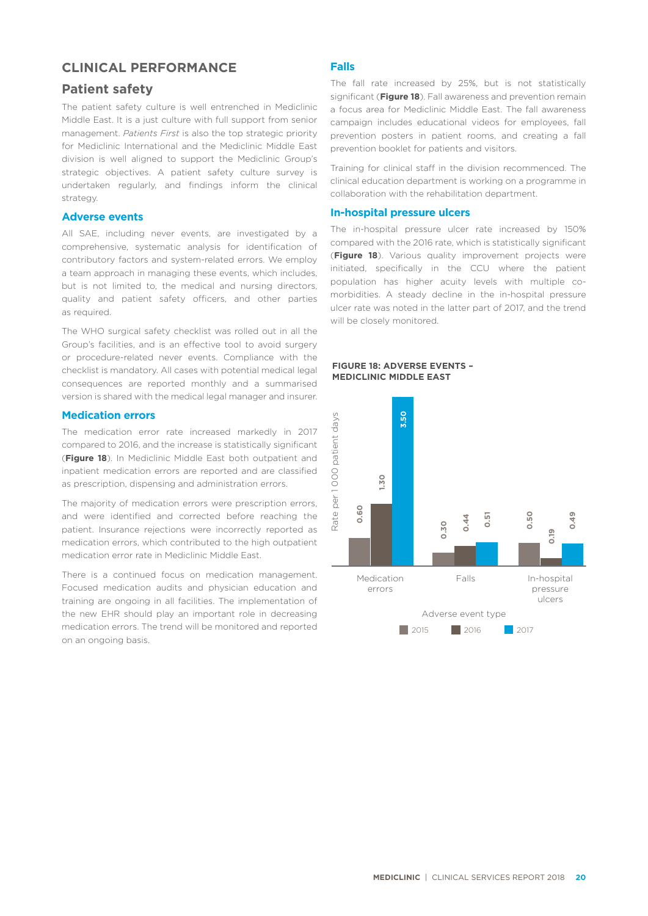## CLINICAL PERFORMANCE

### Patient safety

The patient safety culture is well entrenched in Mediclinic Middle East. It is a just culture with full support from senior management. *Patients First* is also the top strategic priority for Mediclinic International and the Mediclinic Middle East division is well aligned to support the Mediclinic Group's strategic objectives. A patient safety culture survey is undertaken regularly, and findings inform the clinical strategy.

#### Adverse events

All SAE, including never events, are investigated by a comprehensive, systematic analysis for identification of contributory factors and system-related errors. We employ a team approach in managing these events, which includes, but is not limited to, the medical and nursing directors, quality and patient safety officers, and other parties as required.

The WHO surgical safety checklist was rolled out in all the Group's facilities, and is an effective tool to avoid surgery or procedure-related never events. Compliance with the checklist is mandatory. All cases with potential medical legal consequences are reported monthly and a summarised version is shared with the medical legal manager and insurer.

#### Medication errors

The medication error rate increased markedly in 2017 compared to 2016, and the increase is statistically significant (**Figure 18**). In Mediclinic Middle East both outpatient and inpatient medication errors are reported and are classified as prescription, dispensing and administration errors.

The majority of medication errors were prescription errors, and were identified and corrected before reaching the patient. Insurance rejections were incorrectly reported as medication errors, which contributed to the high outpatient medication error rate in Mediclinic Middle East.

There is a continued focus on medication management. Focused medication audits and physician education and training are ongoing in all facilities. The implementation of the new EHR should play an important role in decreasing medication errors. The trend will be monitored and reported on an ongoing basis.

#### Falls

The fall rate increased by 25%, but is not statistically significant (**Figure 18**). Fall awareness and prevention remain a focus area for Mediclinic Middle East. The fall awareness campaign includes educational videos for employees, fall prevention posters in patient rooms, and creating a fall prevention booklet for patients and visitors.

Training for clinical staff in the division recommenced. The clinical education department is working on a programme in collaboration with the rehabilitation department.

#### In-hospital pressure ulcers

The in-hospital pressure ulcer rate increased by 150% compared with the 2016 rate, which is statistically significant (**Figure 18**). Various quality improvement projects were initiated, specifically in the CCU where the patient population has higher acuity levels with multiple co-morbidities. A steady decline in the in-hospital pressure ulcer rate was noted in the latter part of 2017, and the trend will be closely monitored.

**FIGURE 18: ADVERSE EVENTS – MEDICLINIC MIDDLE EAST**

Rate per 1 000 patient days

| Adverse event type | 2015 | 2016 | 2017 |
|---|---|---|---|
| Medication errors | 0.60 | 1.30 | 3.50 |
| Falls | 0.30 | 0.44 | 0.51 |
| In-hospital pressure ulcers | 0.50 | 0.19 | 0.49 |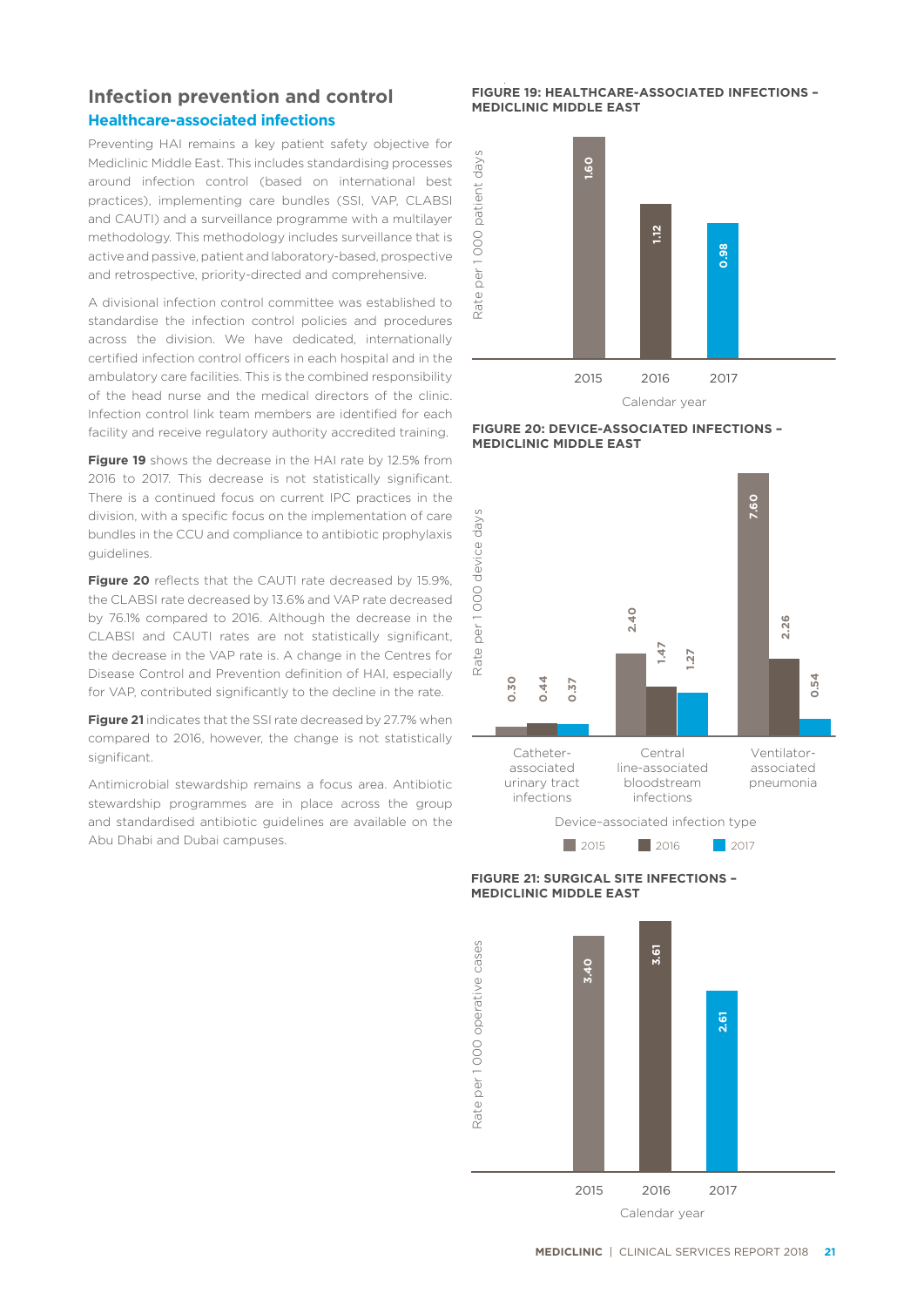# Infection prevention and control

## Healthcare-associated infections

Preventing HAI remains a key patient safety objective for Mediclinic Middle East. This includes standardising processes around infection control (based on international best practices), implementing care bundles (SSI, VAP, CLABSI and CAUTI) and a surveillance programme with a multilayer methodology. This methodology includes surveillance that is active and passive, patient and laboratory-based, prospective and retrospective, priority-directed and comprehensive.

A divisional infection control committee was established to standardise the infection control policies and procedures across the division. We have dedicated, internationally certified infection control officers in each hospital and in the ambulatory care facilities. This is the combined responsibility of the head nurse and the medical directors of the clinic. Infection control link team members are identified for each facility and receive regulatory authority accredited training.

**Figure 19** shows the decrease in the HAI rate by 12.5% from 2016 to 2017. This decrease is not statistically significant. There is a continued focus on current IPC practices in the division, with a specific focus on the implementation of care bundles in the CCU and compliance to antibiotic prophylaxis guidelines.

**Figure 20** reflects that the CAUTI rate decreased by 15.9%, the CLABSI rate decreased by 13.6% and VAP rate decreased by 76.1% compared to 2016. Although the decrease in the CLABSI and CAUTI rates are not statistically significant, the decrease in the VAP rate is. A change in the Centres for Disease Control and Prevention definition of HAI, especially for VAP, contributed significantly to the decline in the rate.

**Figure 21** indicates that the SSI rate decreased by 27.7% when compared to 2016, however, the change is not statistically significant.

Antimicrobial stewardship remains a focus area. Antibiotic stewardship programmes are in place across the group and standardised antibiotic guidelines are available on the Abu Dhabi and Dubai campuses.

**FIGURE 19: HEALTHCARE-ASSOCIATED INFECTIONS – MEDICLINIC MIDDLE EAST**

| Calendar year | Rate per 1 000 patient days |
|---|---|
| 2015 | 1.60 |
| 2016 | 1.12 |
| 2017 | 0.98 |

**FIGURE 20: DEVICE-ASSOCIATED INFECTIONS – MEDICLINIC MIDDLE EAST**

Rate per 1 000 device days

| Device-associated infection type | 2015 | 2016 | 2017 |
|---|---|---|---|
| Catheter-associated urinary tract infections | 0.30 | 0.44 | 0.37 |
| Central line-associated bloodstream infections | 2.40 | 1.47 | 1.27 |
| Ventilator-associated pneumonia | 7.60 | 2.26 | 0.54 |

**FIGURE 21: SURGICAL SITE INFECTIONS – MEDICLINIC MIDDLE EAST**

| Calendar year | Rate per 1 000 operative cases |
|---|---|
| 2015 | 3.40 |
| 2016 | 3.61 |
| 2017 | 2.61 |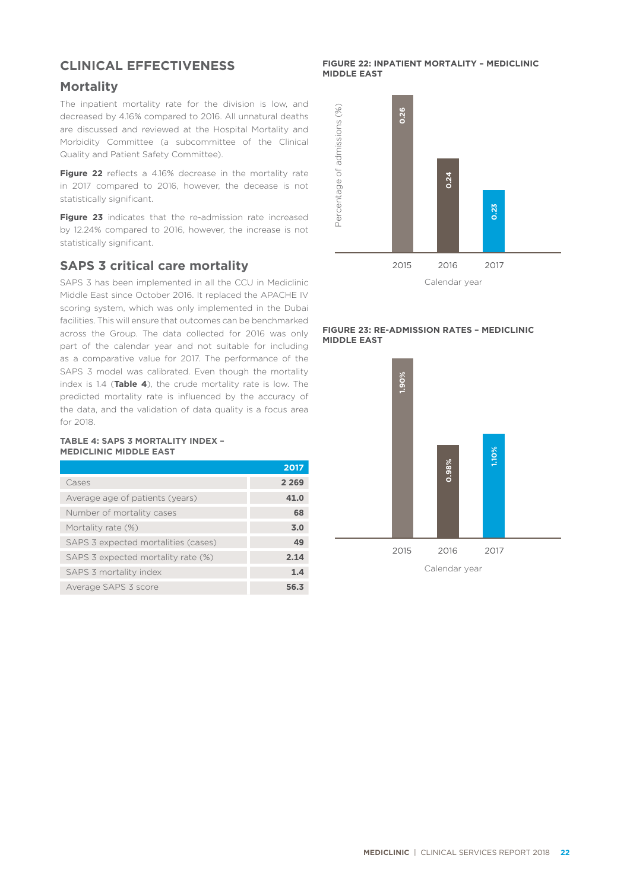## CLINICAL EFFECTIVENESS

### Mortality

The inpatient mortality rate for the division is low, and decreased by 4.16% compared to 2016. All unnatural deaths are discussed and reviewed at the Hospital Mortality and Morbidity Committee (a subcommittee of the Clinical Quality and Patient Safety Committee).

**Figure 22** reflects a 4.16% decrease in the mortality rate in 2017 compared to 2016, however, the decease is not statistically significant.

**Figure 23** indicates that the re-admission rate increased by 12.24% compared to 2016, however, the increase is not statistically significant.

### SAPS 3 critical care mortality

SAPS 3 has been implemented in all the CCU in Mediclinic Middle East since October 2016. It replaced the APACHE IV scoring system, which was only implemented in the Dubai facilities. This will ensure that outcomes can be benchmarked across the Group. The data collected for 2016 was only part of the calendar year and not suitable for including as a comparative value for 2017. The performance of the SAPS 3 model was calibrated. Even though the mortality index is 1.4 (**Table 4**), the crude mortality rate is low. The predicted mortality rate is influenced by the accuracy of the data, and the validation of data quality is a focus area for 2018.

**TABLE 4: SAPS 3 MORTALITY INDEX – MEDICLINIC MIDDLE EAST**

| | 2017 |
|---|---|
| Cases | 2 269 |
| Average age of patients (years) | 41.0 |
| Number of mortality cases | 68 |
| Mortality rate (%) | 3.0 |
| SAPS 3 expected mortalities (cases) | 49 |
| SAPS 3 expected mortality rate (%) | 2.14 |
| SAPS 3 mortality index | 1.4 |
| Average SAPS 3 score | 56.3 |

**FIGURE 22: INPATIENT MORTALITY – MEDICLINIC MIDDLE EAST**

| Calendar year | Percentage of admissions (%) |
|---|---|
| 2015 | 0.26 |
| 2016 | 0.24 |
| 2017 | 0.23 |

**FIGURE 23: RE-ADMISSION RATES – MEDICLINIC MIDDLE EAST**

| Calendar year | Re-admission rate |
|---|---|
| 2015 | 1.90% |
| 2016 | 0.98% |
| 2017 | 1.10% |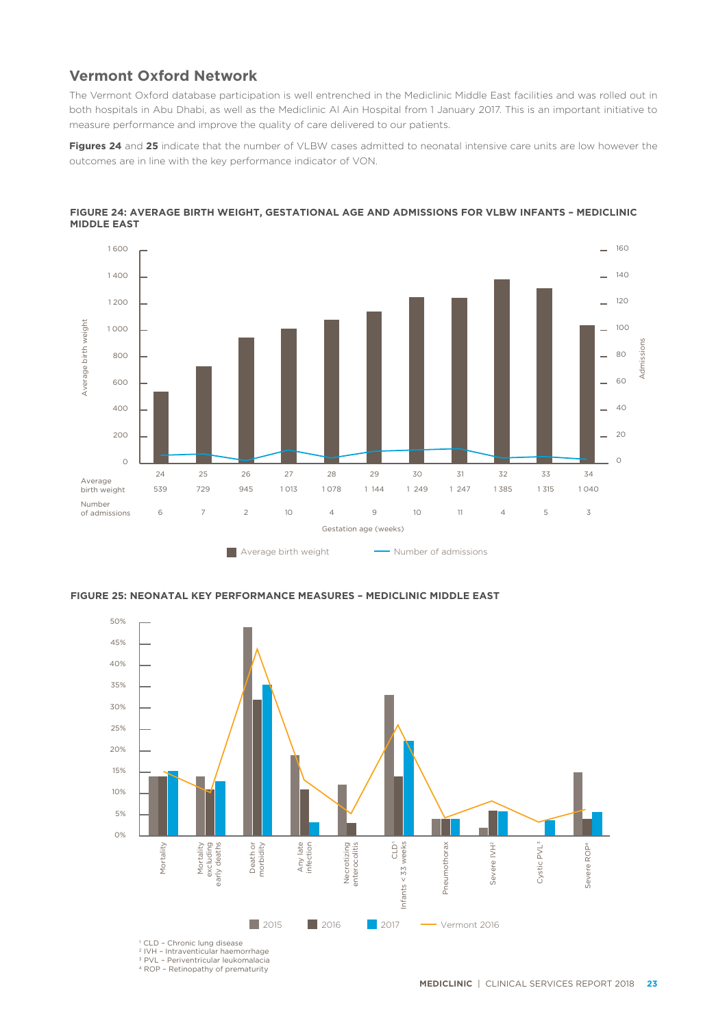## Vermont Oxford Network

The Vermont Oxford database participation is well entrenched in the Mediclinic Middle East facilities and was rolled out in both hospitals in Abu Dhabi, as well as the Mediclinic Al Ain Hospital from 1 January 2017. This is an important initiative to measure performance and improve the quality of care delivered to our patients.

**Figures 24** and **25** indicate that the number of VLBW cases admitted to neonatal intensive care units are low however the outcomes are in line with the key performance indicator of VON.

**FIGURE 24: AVERAGE BIRTH WEIGHT, GESTATIONAL AGE AND ADMISSIONS FOR VLBW INFANTS – MEDICLINIC MIDDLE EAST**

| Gestation age (weeks) | 24 | 25 | 26 | 27 | 28 | 29 | 30 | 31 | 32 | 33 | 34 |
|---|---|---|---|---|---|---|---|---|---|---|---|
| Average birth weight | 539 | 729 | 945 | 1 013 | 1 078 | 1 144 | 1 249 | 1 247 | 1 385 | 1 315 | 1 040 |
| Number of admissions | 6 | 7 | 2 | 10 | 4 | 9 | 10 | 11 | 4 | 5 | 3 |

**FIGURE 25: NEONATAL KEY PERFORMANCE MEASURES – MEDICLINIC MIDDLE EAST**

Measures: Mortality; Mortality excluding early deaths; Death or morbidity; Any late infection; Necrotizing enterocolitis; CLD[1] Infants < 33 weeks; Pneumothorax; Severe IVH[2]; Cystic PVL[3]; Severe ROP[4]

Legend: 2015, 2016, 2017, Vermont 2016

[1] CLD – Chronic lung disease
[2] IVH – Intraventicular haemorrhage
[3] PVL – Periventricular leukomalacia
[4] ROP – Retinopathy of prematurity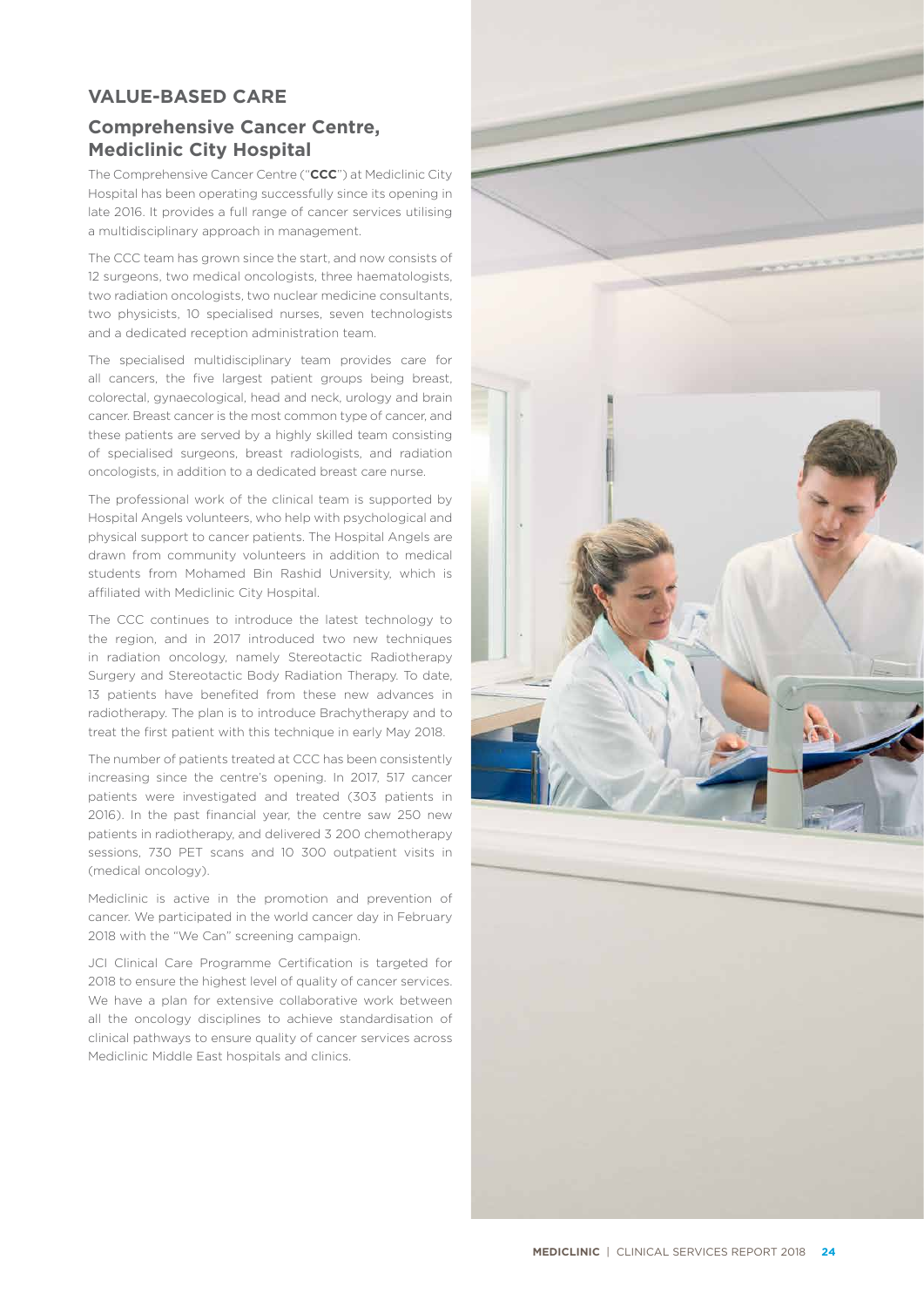## VALUE-BASED CARE

### Comprehensive Cancer Centre, Mediclinic City Hospital

The Comprehensive Cancer Centre ("**CCC**") at Mediclinic City Hospital has been operating successfully since its opening in late 2016. It provides a full range of cancer services utilising a multidisciplinary approach in management.

The CCC team has grown since the start, and now consists of 12 surgeons, two medical oncologists, three haematologists, two radiation oncologists, two nuclear medicine consultants, two physicists, 10 specialised nurses, seven technologists and a dedicated reception administration team.

The specialised multidisciplinary team provides care for all cancers, the five largest patient groups being breast, colorectal, gynaecological, head and neck, urology and brain cancer. Breast cancer is the most common type of cancer, and these patients are served by a highly skilled team consisting of specialised surgeons, breast radiologists, and radiation oncologists, in addition to a dedicated breast care nurse.

The professional work of the clinical team is supported by Hospital Angels volunteers, who help with psychological and physical support to cancer patients. The Hospital Angels are drawn from community volunteers in addition to medical students from Mohamed Bin Rashid University, which is affiliated with Mediclinic City Hospital.

The CCC continues to introduce the latest technology to the region, and in 2017 introduced two new techniques in radiation oncology, namely Stereotactic Radiotherapy Surgery and Stereotactic Body Radiation Therapy. To date, 13 patients have benefited from these new advances in radiotherapy. The plan is to introduce Brachytherapy and to treat the first patient with this technique in early May 2018.

The number of patients treated at CCC has been consistently increasing since the centre's opening. In 2017, 517 cancer patients were investigated and treated (303 patients in 2016). In the past financial year, the centre saw 250 new patients in radiotherapy, and delivered 3 200 chemotherapy sessions, 730 PET scans and 10 300 outpatient visits in (medical oncology).

Mediclinic is active in the promotion and prevention of cancer. We participated in the world cancer day in February 2018 with the "We Can" screening campaign.

JCI Clinical Care Programme Certification is targeted for 2018 to ensure the highest level of quality of cancer services. We have a plan for extensive collaborative work between all the oncology disciplines to achieve standardisation of clinical pathways to ensure quality of cancer services across Mediclinic Middle East hospitals and clinics.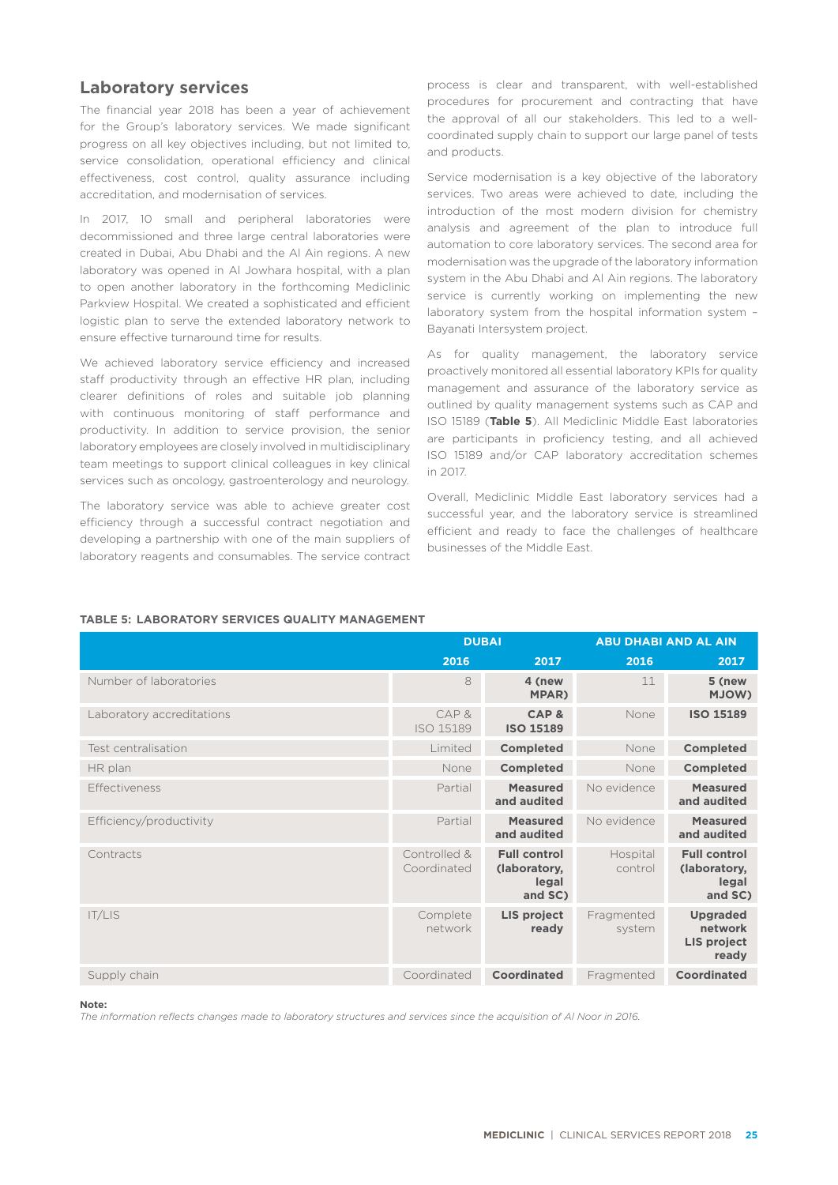## Laboratory services

The financial year 2018 has been a year of achievement for the Group's laboratory services. We made significant progress on all key objectives including, but not limited to, service consolidation, operational efficiency and clinical effectiveness, cost control, quality assurance including accreditation, and modernisation of services.

In 2017, 10 small and peripheral laboratories were decommissioned and three large central laboratories were created in Dubai, Abu Dhabi and the Al Ain regions. A new laboratory was opened in Al Jowhara hospital, with a plan to open another laboratory in the forthcoming Mediclinic Parkview Hospital. We created a sophisticated and efficient logistic plan to serve the extended laboratory network to ensure effective turnaround time for results.

We achieved laboratory service efficiency and increased staff productivity through an effective HR plan, including clearer definitions of roles and suitable job planning with continuous monitoring of staff performance and productivity. In addition to service provision, the senior laboratory employees are closely involved in multidisciplinary team meetings to support clinical colleagues in key clinical services such as oncology, gastroenterology and neurology.

The laboratory service was able to achieve greater cost efficiency through a successful contract negotiation and developing a partnership with one of the main suppliers of laboratory reagents and consumables. The service contract process is clear and transparent, with well-established procedures for procurement and contracting that have the approval of all our stakeholders. This led to a well-coordinated supply chain to support our large panel of tests and products.

Service modernisation is a key objective of the laboratory services. Two areas were achieved to date, including the introduction of the most modern division for chemistry analysis and agreement of the plan to introduce full automation to core laboratory services. The second area for modernisation was the upgrade of the laboratory information system in the Abu Dhabi and Al Ain regions. The laboratory service is currently working on implementing the new laboratory system from the hospital information system – Bayanati Intersystem project.

As for quality management, the laboratory service proactively monitored all essential laboratory KPIs for quality management and assurance of the laboratory service as outlined by quality management systems such as CAP and ISO 15189 (**Table 5**). All Mediclinic Middle East laboratories are participants in proficiency testing, and all achieved ISO 15189 and/or CAP laboratory accreditation schemes in 2017.

Overall, Mediclinic Middle East laboratory services had a successful year, and the laboratory service is streamlined efficient and ready to face the challenges of healthcare businesses of the Middle East.

**TABLE 5: LABORATORY SERVICES QUALITY MANAGEMENT**

| | DUBAI | | ABU DHABI AND AL AIN | |
|---|---|---|---|---|
| | 2016 | 2017 | 2016 | 2017 |
| Number of laboratories | 8 | **4 (new MPAR)** | 11 | **5 (new MJOW)** |
| Laboratory accreditations | CAP & ISO 15189 | **CAP & ISO 15189** | None | **ISO 15189** |
| Test centralisation | Limited | **Completed** | None | **Completed** |
| HR plan | None | **Completed** | None | **Completed** |
| Effectiveness | Partial | **Measured and audited** | No evidence | **Measured and audited** |
| Efficiency/productivity | Partial | **Measured and audited** | No evidence | **Measured and audited** |
| Contracts | Controlled & Coordinated | **Full control (laboratory, legal and SC)** | Hospital control | **Full control (laboratory, legal and SC)** |
| IT/LIS | Complete network | **LIS project ready** | Fragmented system | **Upgraded network LIS project ready** |
| Supply chain | Coordinated | **Coordinated** | Fragmented | **Coordinated** |

**Note:**
*The information reflects changes made to laboratory structures and services since the acquisition of Al Noor in 2016.*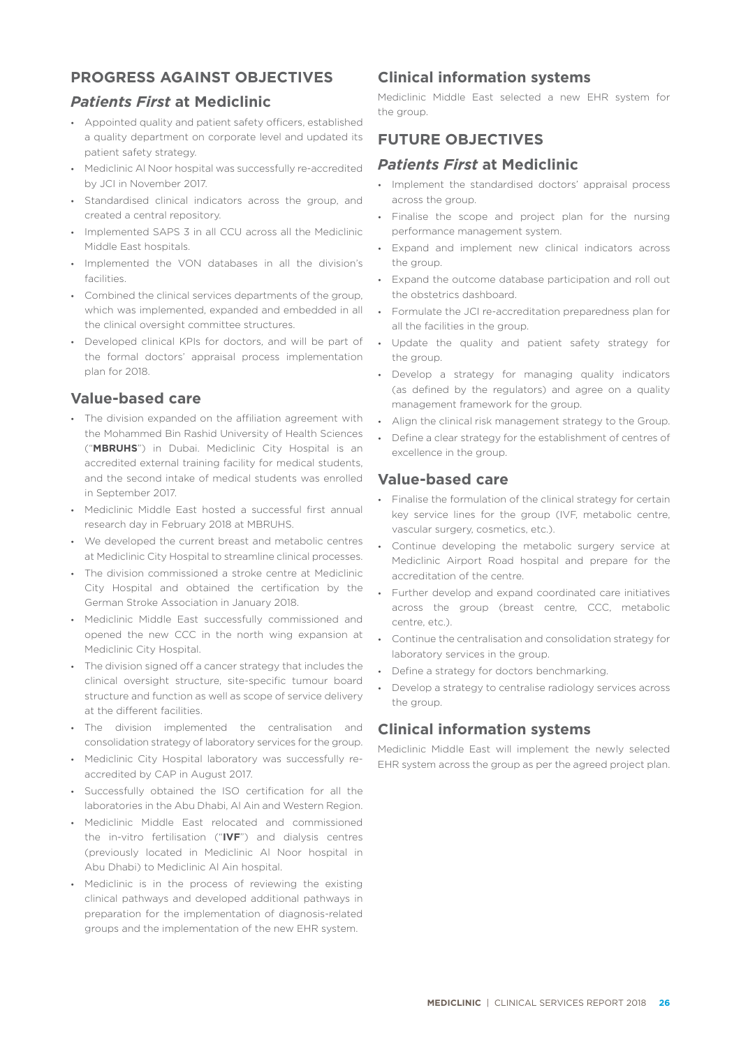## PROGRESS AGAINST OBJECTIVES

### *Patients First* at Mediclinic

- Appointed quality and patient safety officers, established a quality department on corporate level and updated its patient safety strategy.
- Mediclinic Al Noor hospital was successfully re-accredited by JCI in November 2017.
- Standardised clinical indicators across the group, and created a central repository.
- Implemented SAPS 3 in all CCU across all the Mediclinic Middle East hospitals.
- Implemented the VON databases in all the division's facilities.
- Combined the clinical services departments of the group, which was implemented, expanded and embedded in all the clinical oversight committee structures.
- Developed clinical KPIs for doctors, and will be part of the formal doctors' appraisal process implementation plan for 2018.

### Value-based care

- The division expanded on the affiliation agreement with the Mohammed Bin Rashid University of Health Sciences ("**MBRUHS**") in Dubai. Mediclinic City Hospital is an accredited external training facility for medical students, and the second intake of medical students was enrolled in September 2017.
- Mediclinic Middle East hosted a successful first annual research day in February 2018 at MBRUHS.
- We developed the current breast and metabolic centres at Mediclinic City Hospital to streamline clinical processes.
- The division commissioned a stroke centre at Mediclinic City Hospital and obtained the certification by the German Stroke Association in January 2018.
- Mediclinic Middle East successfully commissioned and opened the new CCC in the north wing expansion at Mediclinic City Hospital.
- The division signed off a cancer strategy that includes the clinical oversight structure, site-specific tumour board structure and function as well as scope of service delivery at the different facilities.
- The division implemented the centralisation and consolidation strategy of laboratory services for the group.
- Mediclinic City Hospital laboratory was successfully re-accredited by CAP in August 2017.
- Successfully obtained the ISO certification for all the laboratories in the Abu Dhabi, Al Ain and Western Region.
- Mediclinic Middle East relocated and commissioned the in-vitro fertilisation ("**IVF**") and dialysis centres (previously located in Mediclinic Al Noor hospital in Abu Dhabi) to Mediclinic Al Ain hospital.
- Mediclinic is in the process of reviewing the existing clinical pathways and developed additional pathways in preparation for the implementation of diagnosis-related groups and the implementation of the new EHR system.

### Clinical information systems

Mediclinic Middle East selected a new EHR system for the group.

## FUTURE OBJECTIVES

### *Patients First* at Mediclinic

- Implement the standardised doctors' appraisal process across the group.
- Finalise the scope and project plan for the nursing performance management system.
- Expand and implement new clinical indicators across the group.
- Expand the outcome database participation and roll out the obstetrics dashboard.
- Formulate the JCI re-accreditation preparedness plan for all the facilities in the group.
- Update the quality and patient safety strategy for the group.
- Develop a strategy for managing quality indicators (as defined by the regulators) and agree on a quality management framework for the group.
- Align the clinical risk management strategy to the Group.
- Define a clear strategy for the establishment of centres of excellence in the group.

### Value-based care

- Finalise the formulation of the clinical strategy for certain key service lines for the group (IVF, metabolic centre, vascular surgery, cosmetics, etc.).
- Continue developing the metabolic surgery service at Mediclinic Airport Road hospital and prepare for the accreditation of the centre.
- Further develop and expand coordinated care initiatives across the group (breast centre, CCC, metabolic centre, etc.).
- Continue the centralisation and consolidation strategy for laboratory services in the group.
- Define a strategy for doctors benchmarking.
- Develop a strategy to centralise radiology services across the group.

### Clinical information systems

Mediclinic Middle East will implement the newly selected EHR system across the group as per the agreed project plan.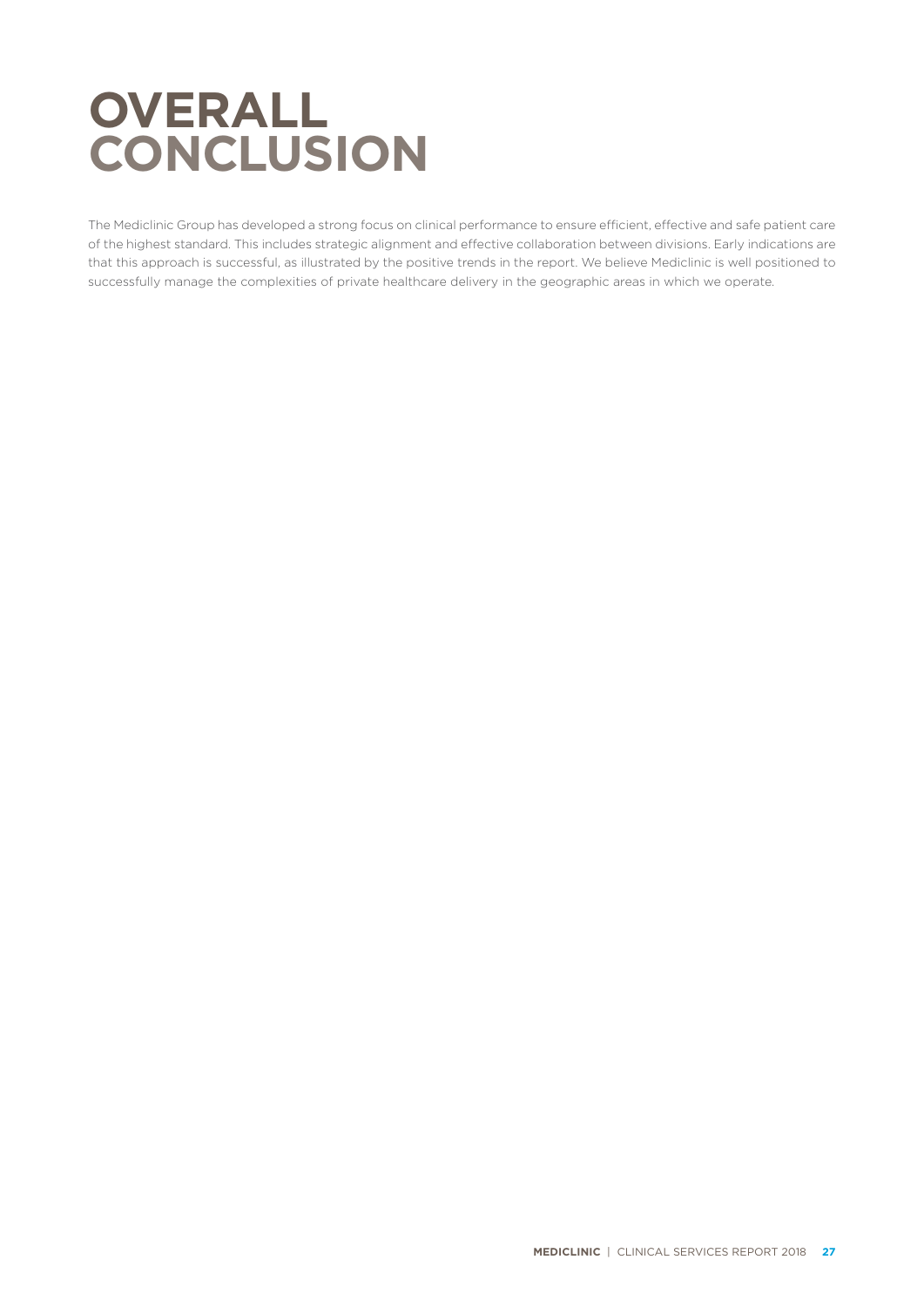# OVERALL CONCLUSION

The Mediclinic Group has developed a strong focus on clinical performance to ensure efficient, effective and safe patient care of the highest standard. This includes strategic alignment and effective collaboration between divisions. Early indications are that this approach is successful, as illustrated by the positive trends in the report. We believe Mediclinic is well positioned to successfully manage the complexities of private healthcare delivery in the geographic areas in which we operate.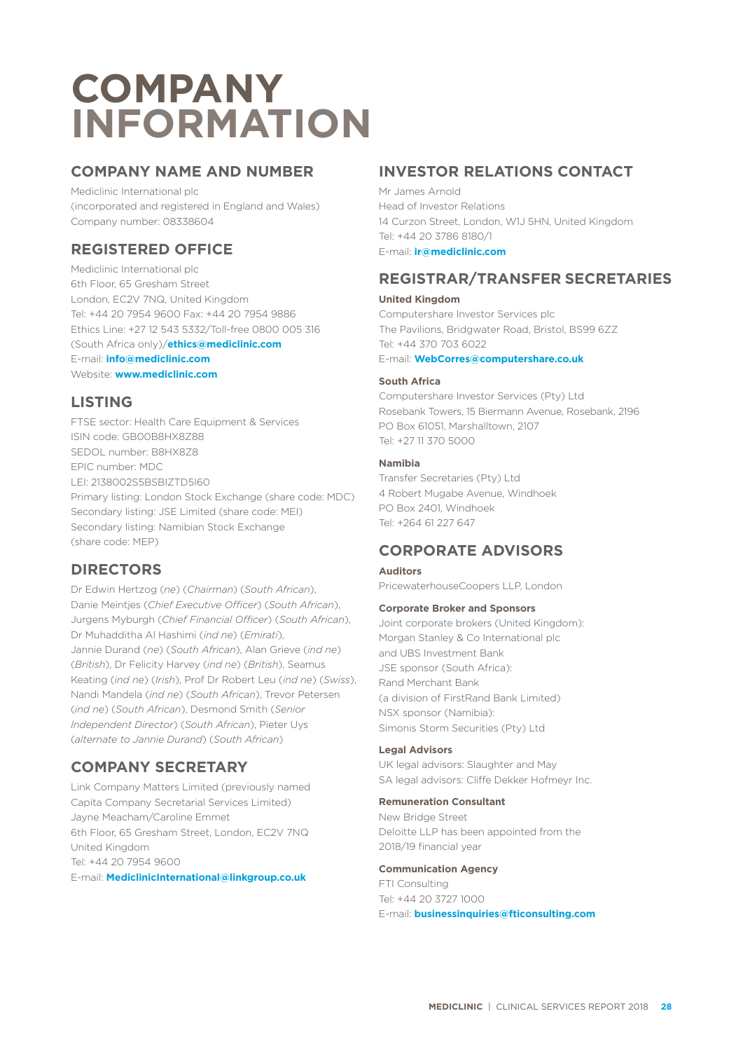# COMPANY INFORMATION

## COMPANY NAME AND NUMBER

Mediclinic International plc
(incorporated and registered in England and Wales)
Company number: 08338604

## REGISTERED OFFICE

Mediclinic International plc
6th Floor, 65 Gresham Street
London, EC2V 7NQ, United Kingdom
Tel: +44 20 7954 9600 Fax: +44 20 7954 9886
Ethics Line: +27 12 543 5332/Toll-free 0800 005 316
(South Africa only)/**ethics@mediclinic.com**
E-mail: **info@mediclinic.com**
Website: **www.mediclinic.com**

## LISTING

FTSE sector: Health Care Equipment & Services
ISIN code: GB00B8HX8Z88
SEDOL number: B8HX8Z8
EPIC number: MDC
LEI: 2138002S5BSBIZTD5I60
Primary listing: London Stock Exchange (share code: MDC)
Secondary listing: JSE Limited (share code: MEI)
Secondary listing: Namibian Stock Exchange
(share code: MEP)

## DIRECTORS

Dr Edwin Hertzog (*ne*) (*Chairman*) (*South African*), Danie Meintjes (*Chief Executive Officer*) (*South African*), Jurgens Myburgh (*Chief Financial Officer*) (*South African*), Dr Muhadditha Al Hashimi (*ind ne*) (*Emirati*), Jannie Durand (*ne*) (*South African*), Alan Grieve (*ind ne*) (*British*), Dr Felicity Harvey (*ind ne*) (*British*), Seamus Keating (*ind ne*) (*Irish*), Prof Dr Robert Leu (*ind ne*) (*Swiss*), Nandi Mandela (*ind ne*) (*South African*), Trevor Petersen (*ind ne*) (*South African*), Desmond Smith (*Senior Independent Director*) (*South African*), Pieter Uys (*alternate to Jannie Durand*) (*South African*)

## COMPANY SECRETARY

Link Company Matters Limited (previously named Capita Company Secretarial Services Limited)
Jayne Meacham/Caroline Emmet
6th Floor, 65 Gresham Street, London, EC2V 7NQ
United Kingdom
Tel: +44 20 7954 9600
E-mail: **MediclinicInternational@linkgroup.co.uk**

## INVESTOR RELATIONS CONTACT

Mr James Arnold
Head of Investor Relations
14 Curzon Street, London, W1J 5HN, United Kingdom
Tel: +44 20 3786 8180/1
E-mail: **ir@mediclinic.com**

## REGISTRAR/TRANSFER SECRETARIES

**United Kingdom**
Computershare Investor Services plc
The Pavilions, Bridgwater Road, Bristol, BS99 6ZZ
Tel: +44 370 703 6022
E-mail: **WebCorres@computershare.co.uk**

**South Africa**
Computershare Investor Services (Pty) Ltd
Rosebank Towers, 15 Biermann Avenue, Rosebank, 2196
PO Box 61051, Marshalltown, 2107
Tel: +27 11 370 5000

**Namibia**
Transfer Secretaries (Pty) Ltd
4 Robert Mugabe Avenue, Windhoek
PO Box 2401, Windhoek
Tel: +264 61 227 647

## CORPORATE ADVISORS

**Auditors**
PricewaterhouseCoopers LLP, London

**Corporate Broker and Sponsors**
Joint corporate brokers (United Kingdom):
Morgan Stanley & Co International plc
and UBS Investment Bank
JSE sponsor (South Africa):
Rand Merchant Bank
(a division of FirstRand Bank Limited)
NSX sponsor (Namibia):
Simonis Storm Securities (Pty) Ltd

**Legal Advisors**
UK legal advisors: Slaughter and May
SA legal advisors: Cliffe Dekker Hofmeyr Inc.

**Remuneration Consultant**
New Bridge Street
Deloitte LLP has been appointed from the 2018/19 financial year

**Communication Agency**
FTI Consulting
Tel: +44 20 3727 1000
E-mail: **businessinquiries@fticonsulting.com**